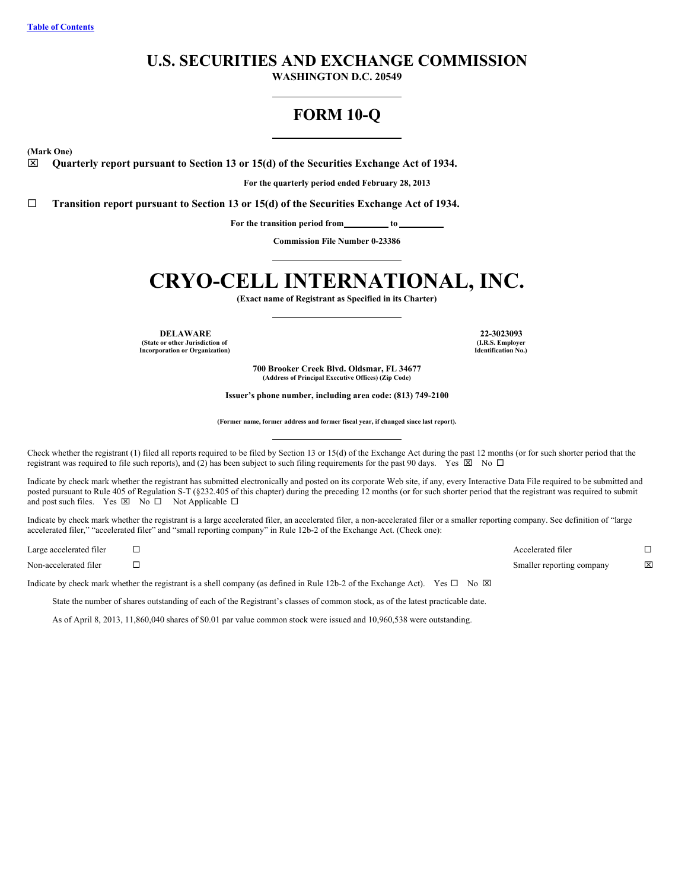[Table of Contents](#)

# U.S. SECURITIES AND EXCHANGE COMMISSION

**WASHINGTON D.C. 20549**

## FORM 10-Q

**(Mark One)**

☒ **Quarterly report pursuant to Section 13 or 15(d) of the Securities Exchange Act of 1934.**

**For the quarterly period ended February 28, 2013**

☐ **Transition report pursuant to Section 13 or 15(d) of the Securities Exchange Act of 1934.**

**For the transition period from\_\_\_\_\_\_\_\_\_ to \_\_\_\_\_\_\_\_\_**

**Commission File Number 0-23386**

# CRYO-CELL INTERNATIONAL, INC.

**(Exact name of Registrant as Specified in its Charter)**

| **DELAWARE** | **22-3023093** |
|---|---|
| **(State or other Jurisdiction of Incorporation or Organization)** | **(I.R.S. Employer Identification No.)** |

**700 Brooker Creek Blvd. Oldsmar, FL 34677**
**(Address of Principal Executive Offices) (Zip Code)**

**Issuer's phone number, including area code: (813) 749-2100**

**(Former name, former address and former fiscal year, if changed since last report).**

Check whether the registrant (1) filed all reports required to be filed by Section 13 or 15(d) of the Exchange Act during the past 12 months (or for such shorter period that the registrant was required to file such reports), and (2) has been subject to such filing requirements for the past 90 days. Yes ☒ No ☐

Indicate by check mark whether the registrant has submitted electronically and posted on its corporate Web site, if any, every Interactive Data File required to be submitted and posted pursuant to Rule 405 of Regulation S-T (§232.405 of this chapter) during the preceding 12 months (or for such shorter period that the registrant was required to submit and post such files. Yes ☒ No ☐ Not Applicable ☐

Indicate by check mark whether the registrant is a large accelerated filer, an accelerated filer, a non-accelerated filer or a smaller reporting company. See definition of "large accelerated filer," "accelerated filer" and "small reporting company" in Rule 12b-2 of the Exchange Act. (Check one):

| | | | |
|---|---|---|---|
| Large accelerated filer | ☐ | Accelerated filer | ☐ |
| Non-accelerated filer | ☐ | Smaller reporting company | ☒ |

Indicate by check mark whether the registrant is a shell company (as defined in Rule 12b-2 of the Exchange Act). Yes ☐ No ☒

State the number of shares outstanding of each of the Registrant's classes of common stock, as of the latest practicable date.

As of April 8, 2013, 11,860,040 shares of $0.01 par value common stock were issued and 10,960,538 were outstanding.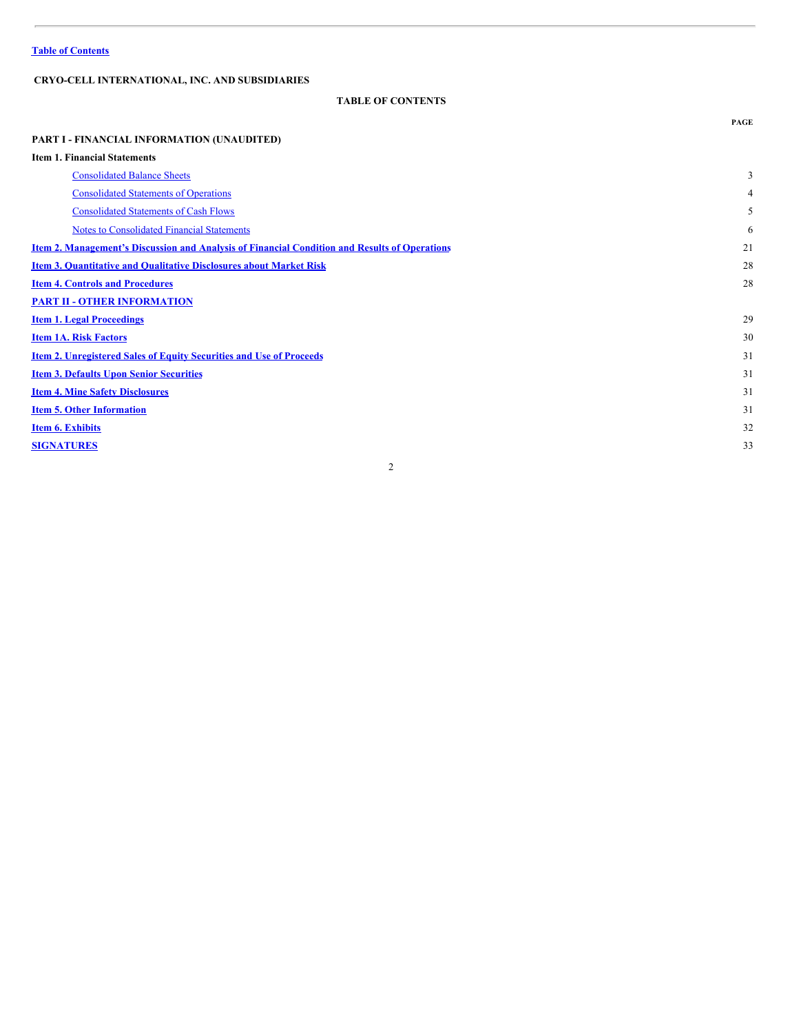Table of Contents

**CRYO-CELL INTERNATIONAL, INC. AND SUBSIDIARIES**

**TABLE OF CONTENTS**

| | PAGE |
|---|---|
| **PART I - FINANCIAL INFORMATION (UNAUDITED)** | |
| **Item 1. Financial Statements** | |
| Consolidated Balance Sheets | 3 |
| Consolidated Statements of Operations | 4 |
| Consolidated Statements of Cash Flows | 5 |
| Notes to Consolidated Financial Statements | 6 |
| **Item 2. Management's Discussion and Analysis of Financial Condition and Results of Operations** | 21 |
| **Item 3. Quantitative and Qualitative Disclosures about Market Risk** | 28 |
| **Item 4. Controls and Procedures** | 28 |
| **PART II - OTHER INFORMATION** | |
| **Item 1. Legal Proceedings** | 29 |
| **Item 1A. Risk Factors** | 30 |
| **Item 2. Unregistered Sales of Equity Securities and Use of Proceeds** | 31 |
| **Item 3. Defaults Upon Senior Securities** | 31 |
| **Item 4. Mine Safety Disclosures** | 31 |
| **Item 5. Other Information** | 31 |
| **Item 6. Exhibits** | 32 |
| **SIGNATURES** | 33 |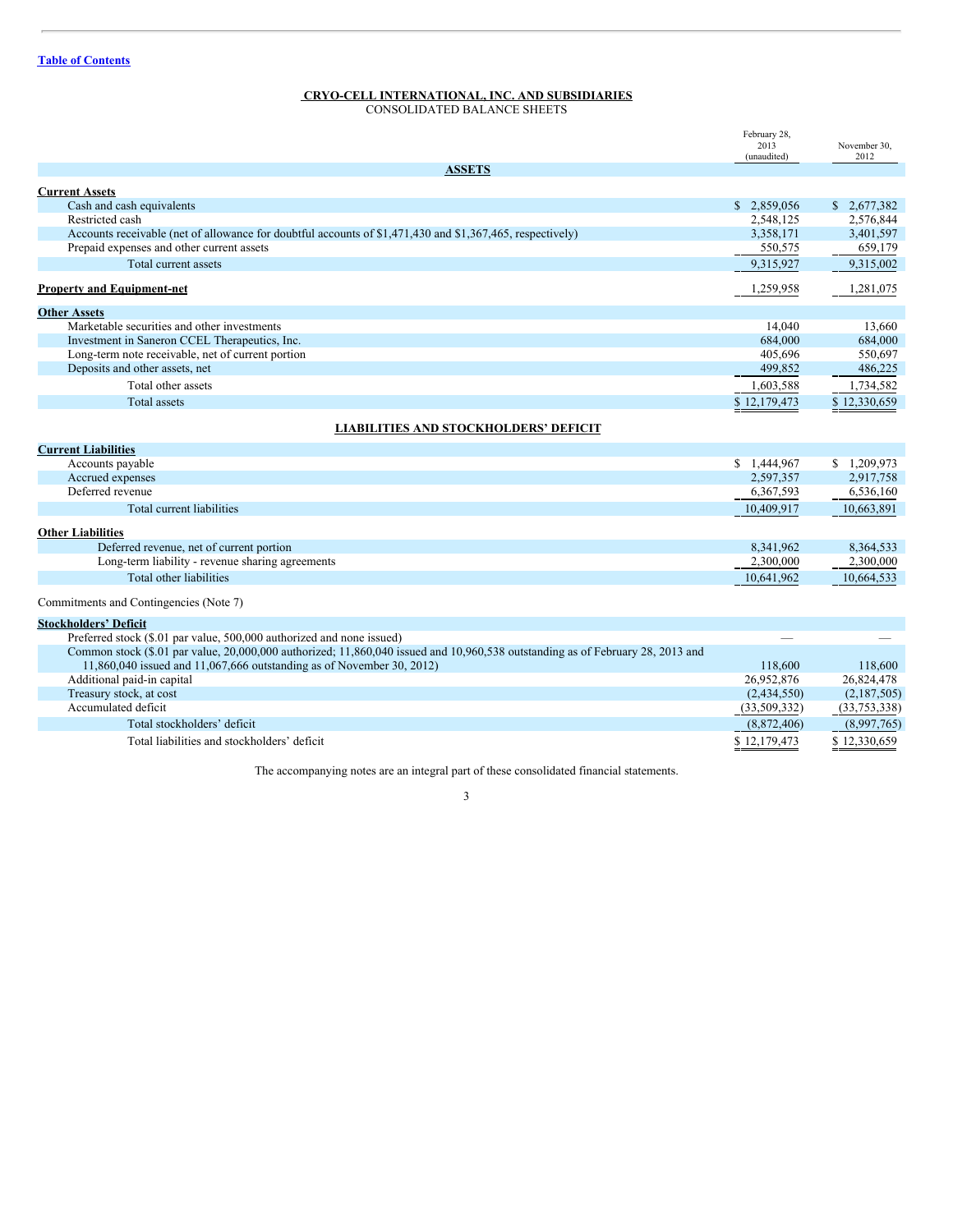Table of Contents

**CRYO-CELL INTERNATIONAL, INC. AND SUBSIDIARIES**
CONSOLIDATED BALANCE SHEETS

| | February 28, 2013 (unaudited) | November 30, 2012 |
|---|---|---|
| **ASSETS** | | |
| **Current Assets** | | |
| Cash and cash equivalents | $ 2,859,056 | $ 2,677,382 |
| Restricted cash | 2,548,125 | 2,576,844 |
| Accounts receivable (net of allowance for doubtful accounts of $1,471,430 and $1,367,465, respectively) | 3,358,171 | 3,401,597 |
| Prepaid expenses and other current assets | 550,575 | 659,179 |
| Total current assets | 9,315,927 | 9,315,002 |
| **Property and Equipment-net** | 1,259,958 | 1,281,075 |
| **Other Assets** | | |
| Marketable securities and other investments | 14,040 | 13,660 |
| Investment in Saneron CCEL Therapeutics, Inc. | 684,000 | 684,000 |
| Long-term note receivable, net of current portion | 405,696 | 550,697 |
| Deposits and other assets, net | 499,852 | 486,225 |
| Total other assets | 1,603,588 | 1,734,582 |
| Total assets | $ 12,179,473 | $ 12,330,659 |
| **LIABILITIES AND STOCKHOLDERS' DEFICIT** | | |
| **Current Liabilities** | | |
| Accounts payable | $ 1,444,967 | $ 1,209,973 |
| Accrued expenses | 2,597,357 | 2,917,758 |
| Deferred revenue | 6,367,593 | 6,536,160 |
| Total current liabilities | 10,409,917 | 10,663,891 |
| **Other Liabilities** | | |
| Deferred revenue, net of current portion | 8,341,962 | 8,364,533 |
| Long-term liability - revenue sharing agreements | 2,300,000 | 2,300,000 |
| Total other liabilities | 10,641,962 | 10,664,533 |
| Commitments and Contingencies (Note 7) | | |
| **Stockholders' Deficit** | | |
| Preferred stock ($.01 par value, 500,000 authorized and none issued) | — | — |
| Common stock ($.01 par value, 20,000,000 authorized; 11,860,040 issued and 10,960,538 outstanding as of February 28, 2013 and 11,860,040 issued and 11,067,666 outstanding as of November 30, 2012) | 118,600 | 118,600 |
| Additional paid-in capital | 26,952,876 | 26,824,478 |
| Treasury stock, at cost | (2,434,550) | (2,187,505) |
| Accumulated deficit | (33,509,332) | (33,753,338) |
| Total stockholders' deficit | (8,872,406) | (8,997,765) |
| Total liabilities and stockholders' deficit | $ 12,179,473 | $ 12,330,659 |

The accompanying notes are an integral part of these consolidated financial statements.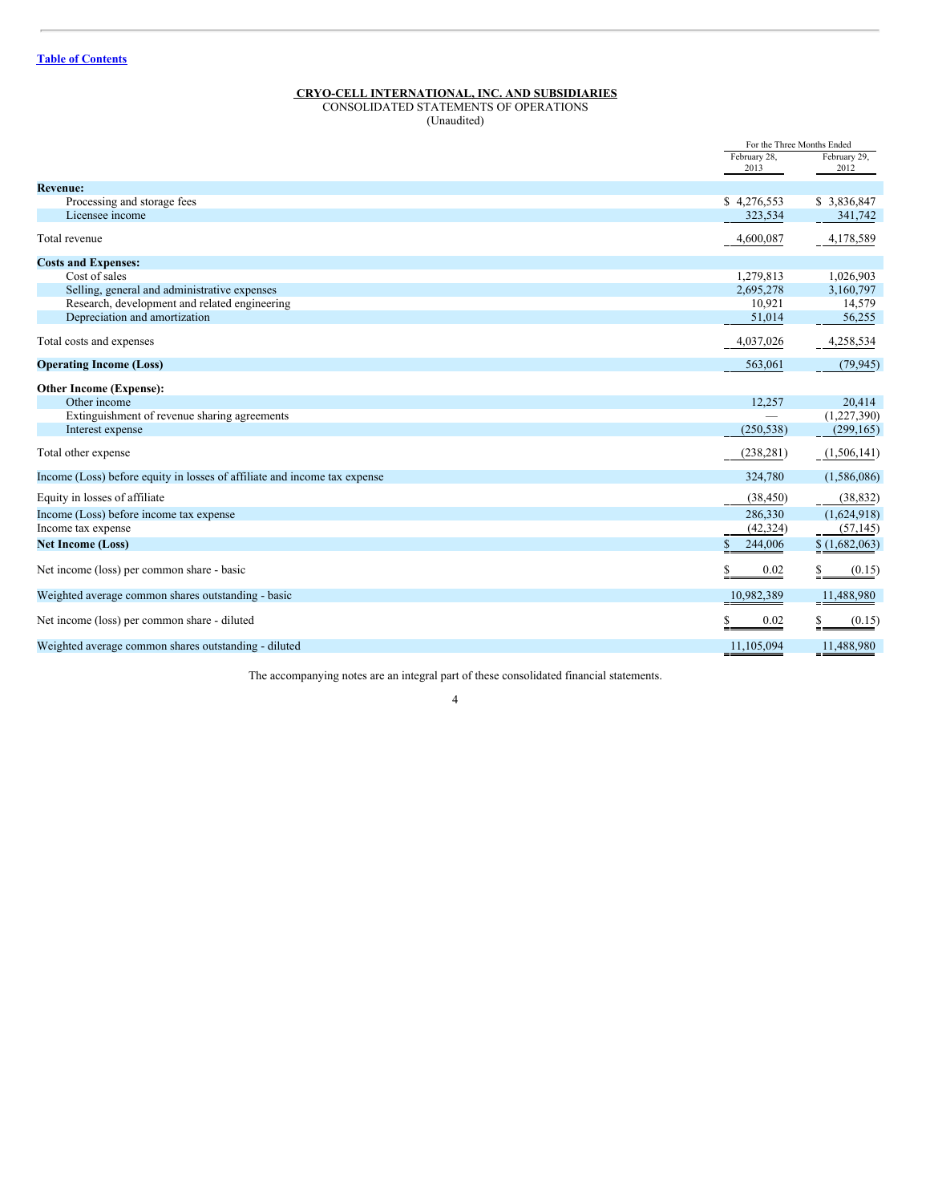Table of Contents

**CRYO-CELL INTERNATIONAL, INC. AND SUBSIDIARIES**
CONSOLIDATED STATEMENTS OF OPERATIONS
(Unaudited)

| | For the Three Months Ended | |
|---|---|---|
| | February 28, 2013 | February 29, 2012 |
| **Revenue:** | | |
| Processing and storage fees | $ 4,276,553 | $ 3,836,847 |
| Licensee income | 323,534 | 341,742 |
| Total revenue | 4,600,087 | 4,178,589 |
| **Costs and Expenses:** | | |
| Cost of sales | 1,279,813 | 1,026,903 |
| Selling, general and administrative expenses | 2,695,278 | 3,160,797 |
| Research, development and related engineering | 10,921 | 14,579 |
| Depreciation and amortization | 51,014 | 56,255 |
| Total costs and expenses | 4,037,026 | 4,258,534 |
| **Operating Income (Loss)** | 563,061 | (79,945) |
| **Other Income (Expense):** | | |
| Other income | 12,257 | 20,414 |
| Extinguishment of revenue sharing agreements | — | (1,227,390) |
| Interest expense | (250,538) | (299,165) |
| Total other expense | (238,281) | (1,506,141) |
| Income (Loss) before equity in losses of affiliate and income tax expense | 324,780 | (1,586,086) |
| Equity in losses of affiliate | (38,450) | (38,832) |
| Income (Loss) before income tax expense | 286,330 | (1,624,918) |
| Income tax expense | (42,324) | (57,145) |
| **Net Income (Loss)** | $ 244,006 | $ (1,682,063) |
| Net income (loss) per common share - basic | $ 0.02 | $ (0.15) |
| Weighted average common shares outstanding - basic | 10,982,389 | 11,488,980 |
| Net income (loss) per common share - diluted | $ 0.02 | $ (0.15) |
| Weighted average common shares outstanding - diluted | 11,105,094 | 11,488,980 |

The accompanying notes are an integral part of these consolidated financial statements.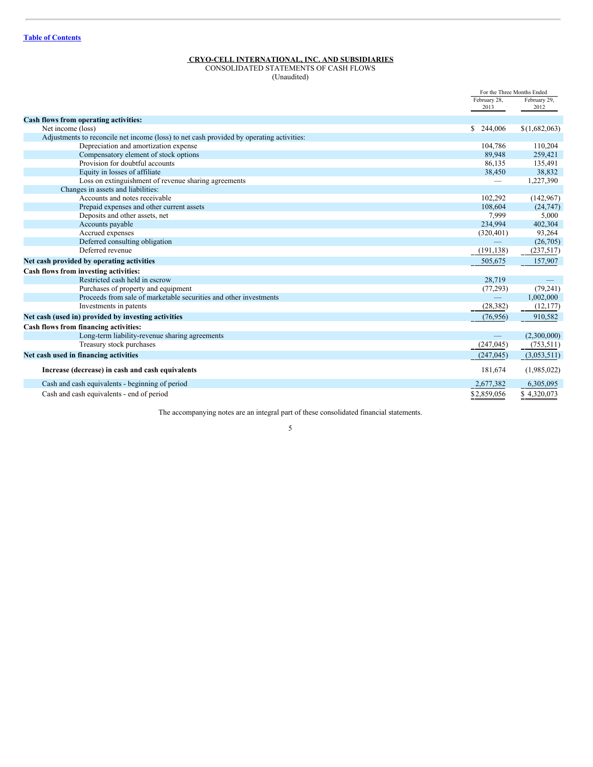[Table of Contents](#)

**CRYO-CELL INTERNATIONAL, INC. AND SUBSIDIARIES**
CONSOLIDATED STATEMENTS OF CASH FLOWS
(Unaudited)

| | For the Three Months Ended | |
|---|---|---|
| | February 28, 2013 | February 29, 2012 |
| **Cash flows from operating activities:** | | |
| Net income (loss) | $ 244,006 | $(1,682,063) |
| Adjustments to reconcile net income (loss) to net cash provided by operating activities: | | |
| Depreciation and amortization expense | 104,786 | 110,204 |
| Compensatory element of stock options | 89,948 | 259,421 |
| Provision for doubtful accounts | 86,135 | 135,491 |
| Equity in losses of affiliate | 38,450 | 38,832 |
| Loss on extinguishment of revenue sharing agreements | — | 1,227,390 |
| Changes in assets and liabilities: | | |
| Accounts and notes receivable | 102,292 | (142,967) |
| Prepaid expenses and other current assets | 108,604 | (24,747) |
| Deposits and other assets, net | 7,999 | 5,000 |
| Accounts payable | 234,994 | 402,304 |
| Accrued expenses | (320,401) | 93,264 |
| Deferred consulting obligation | — | (26,705) |
| Deferred revenue | (191,138) | (237,517) |
| **Net cash provided by operating activities** | 505,675 | 157,907 |
| **Cash flows from investing activities:** | | |
| Restricted cash held in escrow | 28,719 | — |
| Purchases of property and equipment | (77,293) | (79,241) |
| Proceeds from sale of marketable securities and other investments | — | 1,002,000 |
| Investments in patents | (28,382) | (12,177) |
| **Net cash (used in) provided by investing activities** | (76,956) | 910,582 |
| **Cash flows from financing activities:** | | |
| Long-term liability-revenue sharing agreements | — | (2,300,000) |
| Treasury stock purchases | (247,045) | (753,511) |
| **Net cash used in financing activities** | (247,045) | (3,053,511) |
| **Increase (decrease) in cash and cash equivalents** | 181,674 | (1,985,022) |
| Cash and cash equivalents - beginning of period | 2,677,382 | 6,305,095 |
| Cash and cash equivalents - end of period | $2,859,056 | $ 4,320,073 |

The accompanying notes are an integral part of these consolidated financial statements.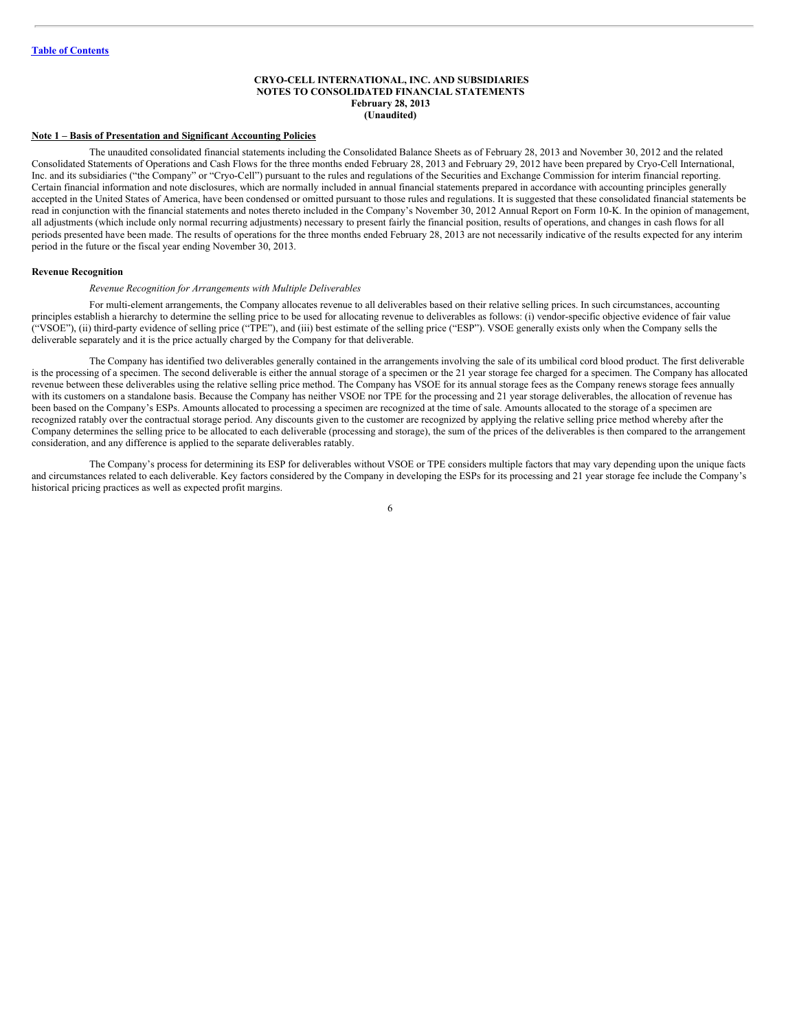**CRYO-CELL INTERNATIONAL, INC. AND SUBSIDIARIES**
**NOTES TO CONSOLIDATED FINANCIAL STATEMENTS**
**February 28, 2013**
**(Unaudited)**

## Note 1 – Basis of Presentation and Significant Accounting Policies

The unaudited consolidated financial statements including the Consolidated Balance Sheets as of February 28, 2013 and November 30, 2012 and the related Consolidated Statements of Operations and Cash Flows for the three months ended February 28, 2013 and February 29, 2012 have been prepared by Cryo-Cell International, Inc. and its subsidiaries ("the Company" or "Cryo-Cell") pursuant to the rules and regulations of the Securities and Exchange Commission for interim financial reporting. Certain financial information and note disclosures, which are normally included in annual financial statements prepared in accordance with accounting principles generally accepted in the United States of America, have been condensed or omitted pursuant to those rules and regulations. It is suggested that these consolidated financial statements be read in conjunction with the financial statements and notes thereto included in the Company's November 30, 2012 Annual Report on Form 10-K. In the opinion of management, all adjustments (which include only normal recurring adjustments) necessary to present fairly the financial position, results of operations, and changes in cash flows for all periods presented have been made. The results of operations for the three months ended February 28, 2013 are not necessarily indicative of the results expected for any interim period in the future or the fiscal year ending November 30, 2013.

### Revenue Recognition

*Revenue Recognition for Arrangements with Multiple Deliverables*

For multi-element arrangements, the Company allocates revenue to all deliverables based on their relative selling prices. In such circumstances, accounting principles establish a hierarchy to determine the selling price to be used for allocating revenue to deliverables as follows: (i) vendor-specific objective evidence of fair value ("VSOE"), (ii) third-party evidence of selling price ("TPE"), and (iii) best estimate of the selling price ("ESP"). VSOE generally exists only when the Company sells the deliverable separately and it is the price actually charged by the Company for that deliverable.

The Company has identified two deliverables generally contained in the arrangements involving the sale of its umbilical cord blood product. The first deliverable is the processing of a specimen. The second deliverable is either the annual storage of a specimen or the 21 year storage fee charged for a specimen. The Company has allocated revenue between these deliverables using the relative selling price method. The Company has VSOE for its annual storage fees as the Company renews storage fees annually with its customers on a standalone basis. Because the Company has neither VSOE nor TPE for the processing and 21 year storage deliverables, the allocation of revenue has been based on the Company's ESPs. Amounts allocated to processing a specimen are recognized at the time of sale. Amounts allocated to the storage of a specimen are recognized ratably over the contractual storage period. Any discounts given to the customer are recognized by applying the relative selling price method whereby after the Company determines the selling price to be allocated to each deliverable (processing and storage), the sum of the prices of the deliverables is then compared to the arrangement consideration, and any difference is applied to the separate deliverables ratably.

The Company's process for determining its ESP for deliverables without VSOE or TPE considers multiple factors that may vary depending upon the unique facts and circumstances related to each deliverable. Key factors considered by the Company in developing the ESPs for its processing and 21 year storage fee include the Company's historical pricing practices as well as expected profit margins.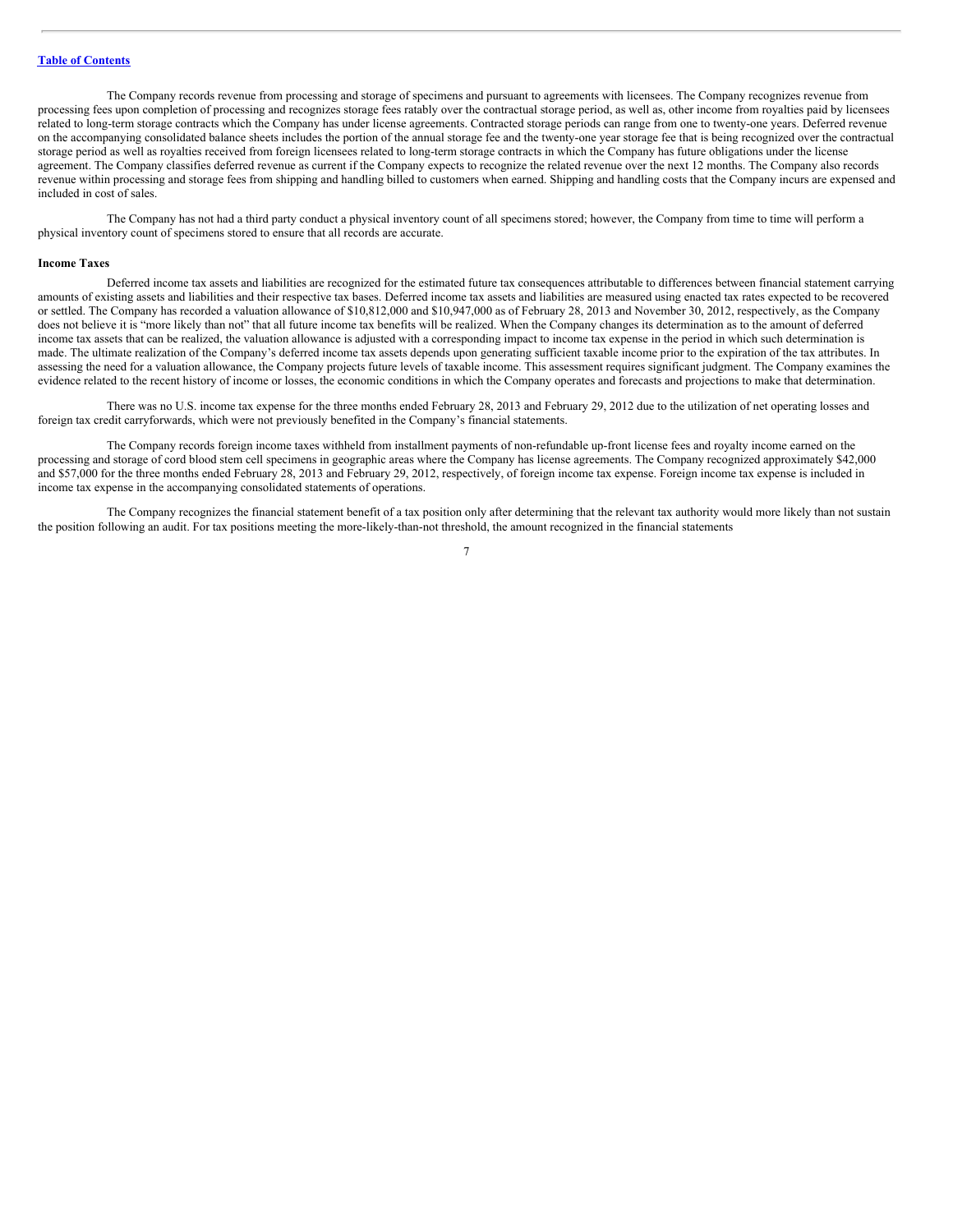The Company records revenue from processing and storage of specimens and pursuant to agreements with licensees. The Company recognizes revenue from processing fees upon completion of processing and recognizes storage fees ratably over the contractual storage period, as well as, other income from royalties paid by licensees related to long-term storage contracts which the Company has under license agreements. Contracted storage periods can range from one to twenty-one years. Deferred revenue on the accompanying consolidated balance sheets includes the portion of the annual storage fee and the twenty-one year storage fee that is being recognized over the contractual storage period as well as royalties received from foreign licensees related to long-term storage contracts in which the Company has future obligations under the license agreement. The Company classifies deferred revenue as current if the Company expects to recognize the related revenue over the next 12 months. The Company also records revenue within processing and storage fees from shipping and handling billed to customers when earned. Shipping and handling costs that the Company incurs are expensed and included in cost of sales.

The Company has not had a third party conduct a physical inventory count of all specimens stored; however, the Company from time to time will perform a physical inventory count of specimens stored to ensure that all records are accurate.

**Income Taxes**

Deferred income tax assets and liabilities are recognized for the estimated future tax consequences attributable to differences between financial statement carrying amounts of existing assets and liabilities and their respective tax bases. Deferred income tax assets and liabilities are measured using enacted tax rates expected to be recovered or settled. The Company has recorded a valuation allowance of $10,812,000 and $10,947,000 as of February 28, 2013 and November 30, 2012, respectively, as the Company does not believe it is "more likely than not" that all future income tax benefits will be realized. When the Company changes its determination as to the amount of deferred income tax assets that can be realized, the valuation allowance is adjusted with a corresponding impact to income tax expense in the period in which such determination is made. The ultimate realization of the Company's deferred income tax assets depends upon generating sufficient taxable income prior to the expiration of the tax attributes. In assessing the need for a valuation allowance, the Company projects future levels of taxable income. This assessment requires significant judgment. The Company examines the evidence related to the recent history of income or losses, the economic conditions in which the Company operates and forecasts and projections to make that determination.

There was no U.S. income tax expense for the three months ended February 28, 2013 and February 29, 2012 due to the utilization of net operating losses and foreign tax credit carryforwards, which were not previously benefited in the Company's financial statements.

The Company records foreign income taxes withheld from installment payments of non-refundable up-front license fees and royalty income earned on the processing and storage of cord blood stem cell specimens in geographic areas where the Company has license agreements. The Company recognized approximately $42,000 and $57,000 for the three months ended February 28, 2013 and February 29, 2012, respectively, of foreign income tax expense. Foreign income tax expense is included in income tax expense in the accompanying consolidated statements of operations.

The Company recognizes the financial statement benefit of a tax position only after determining that the relevant tax authority would more likely than not sustain the position following an audit. For tax positions meeting the more-likely-than-not threshold, the amount recognized in the financial statements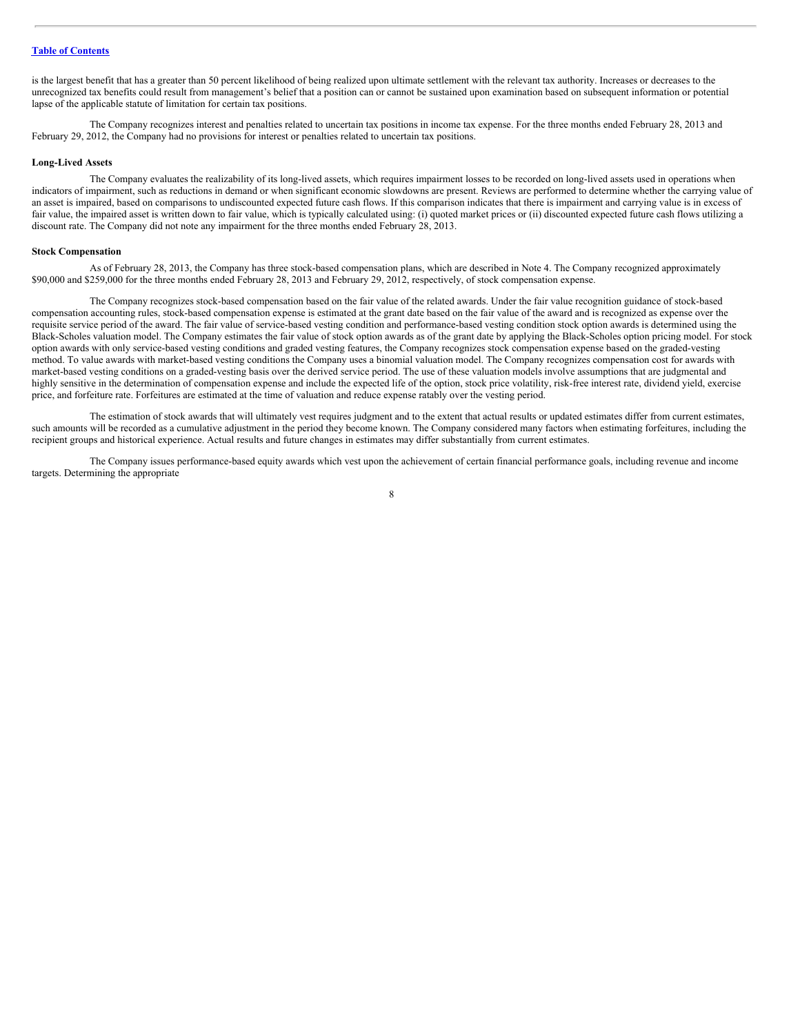is the largest benefit that has a greater than 50 percent likelihood of being realized upon ultimate settlement with the relevant tax authority. Increases or decreases to the unrecognized tax benefits could result from management's belief that a position can or cannot be sustained upon examination based on subsequent information or potential lapse of the applicable statute of limitation for certain tax positions.

The Company recognizes interest and penalties related to uncertain tax positions in income tax expense. For the three months ended February 28, 2013 and February 29, 2012, the Company had no provisions for interest or penalties related to uncertain tax positions.

**Long-Lived Assets**

The Company evaluates the realizability of its long-lived assets, which requires impairment losses to be recorded on long-lived assets used in operations when indicators of impairment, such as reductions in demand or when significant economic slowdowns are present. Reviews are performed to determine whether the carrying value of an asset is impaired, based on comparisons to undiscounted expected future cash flows. If this comparison indicates that there is impairment and carrying value is in excess of fair value, the impaired asset is written down to fair value, which is typically calculated using: (i) quoted market prices or (ii) discounted expected future cash flows utilizing a discount rate. The Company did not note any impairment for the three months ended February 28, 2013.

**Stock Compensation**

As of February 28, 2013, the Company has three stock-based compensation plans, which are described in Note 4. The Company recognized approximately $90,000 and $259,000 for the three months ended February 28, 2013 and February 29, 2012, respectively, of stock compensation expense.

The Company recognizes stock-based compensation based on the fair value of the related awards. Under the fair value recognition guidance of stock-based compensation accounting rules, stock-based compensation expense is estimated at the grant date based on the fair value of the award and is recognized as expense over the requisite service period of the award. The fair value of service-based vesting condition and performance-based vesting condition stock option awards is determined using the Black-Scholes valuation model. The Company estimates the fair value of stock option awards as of the grant date by applying the Black-Scholes option pricing model. For stock option awards with only service-based vesting conditions and graded vesting features, the Company recognizes stock compensation expense based on the graded-vesting method. To value awards with market-based vesting conditions the Company uses a binomial valuation model. The Company recognizes compensation cost for awards with market-based vesting conditions on a graded-vesting basis over the derived service period. The use of these valuation models involve assumptions that are judgmental and highly sensitive in the determination of compensation expense and include the expected life of the option, stock price volatility, risk-free interest rate, dividend yield, exercise price, and forfeiture rate. Forfeitures are estimated at the time of valuation and reduce expense ratably over the vesting period.

The estimation of stock awards that will ultimately vest requires judgment and to the extent that actual results or updated estimates differ from current estimates, such amounts will be recorded as a cumulative adjustment in the period they become known. The Company considered many factors when estimating forfeitures, including the recipient groups and historical experience. Actual results and future changes in estimates may differ substantially from current estimates.

The Company issues performance-based equity awards which vest upon the achievement of certain financial performance goals, including revenue and income targets. Determining the appropriate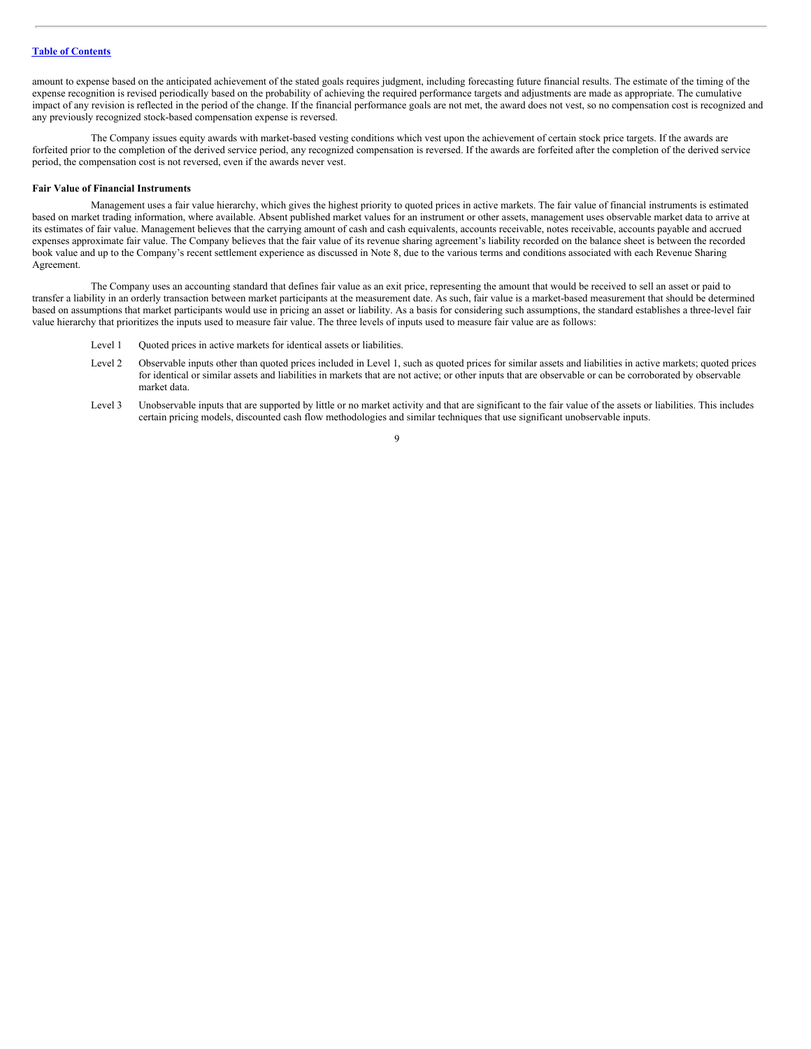amount to expense based on the anticipated achievement of the stated goals requires judgment, including forecasting future financial results. The estimate of the timing of the expense recognition is revised periodically based on the probability of achieving the required performance targets and adjustments are made as appropriate. The cumulative impact of any revision is reflected in the period of the change. If the financial performance goals are not met, the award does not vest, so no compensation cost is recognized and any previously recognized stock-based compensation expense is reversed.

The Company issues equity awards with market-based vesting conditions which vest upon the achievement of certain stock price targets. If the awards are forfeited prior to the completion of the derived service period, any recognized compensation is reversed. If the awards are forfeited after the completion of the derived service period, the compensation cost is not reversed, even if the awards never vest.

**Fair Value of Financial Instruments**

Management uses a fair value hierarchy, which gives the highest priority to quoted prices in active markets. The fair value of financial instruments is estimated based on market trading information, where available. Absent published market values for an instrument or other assets, management uses observable market data to arrive at its estimates of fair value. Management believes that the carrying amount of cash and cash equivalents, accounts receivable, notes receivable, accounts payable and accrued expenses approximate fair value. The Company believes that the fair value of its revenue sharing agreement's liability recorded on the balance sheet is between the recorded book value and up to the Company's recent settlement experience as discussed in Note 8, due to the various terms and conditions associated with each Revenue Sharing Agreement.

The Company uses an accounting standard that defines fair value as an exit price, representing the amount that would be received to sell an asset or paid to transfer a liability in an orderly transaction between market participants at the measurement date. As such, fair value is a market-based measurement that should be determined based on assumptions that market participants would use in pricing an asset or liability. As a basis for considering such assumptions, the standard establishes a three-level fair value hierarchy that prioritizes the inputs used to measure fair value. The three levels of inputs used to measure fair value are as follows:

- Level 1 Quoted prices in active markets for identical assets or liabilities.
- Level 2 Observable inputs other than quoted prices included in Level 1, such as quoted prices for similar assets and liabilities in active markets; quoted prices for identical or similar assets and liabilities in markets that are not active; or other inputs that are observable or can be corroborated by observable market data.
- Level 3 Unobservable inputs that are supported by little or no market activity and that are significant to the fair value of the assets or liabilities. This includes certain pricing models, discounted cash flow methodologies and similar techniques that use significant unobservable inputs.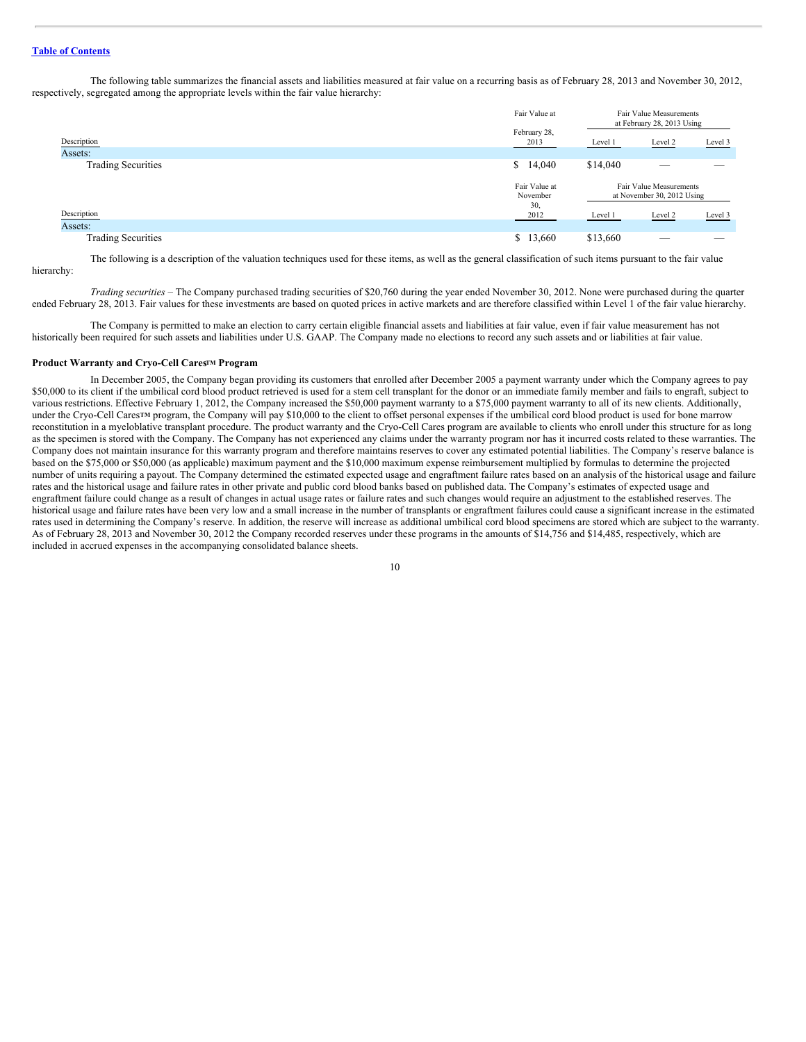The following table summarizes the financial assets and liabilities measured at fair value on a recurring basis as of February 28, 2013 and November 30, 2012, respectively, segregated among the appropriate levels within the fair value hierarchy:

| Description | Fair Value at February 28, 2013 | Fair Value Measurements at February 28, 2013 Using | | |
|---|---|---|---|---|
| | | Level 1 | Level 2 | Level 3 |
| Assets: | | | | |
| Trading Securities | $ 14,040 | $14,040 | — | — |

| Description | Fair Value at November 30, 2012 | Fair Value Measurements at November 30, 2012 Using | | |
|---|---|---|---|---|
| | | Level 1 | Level 2 | Level 3 |
| Assets: | | | | |
| Trading Securities | $ 13,660 | $13,660 | — | — |

The following is a description of the valuation techniques used for these items, as well as the general classification of such items pursuant to the fair value hierarchy:

*Trading securities* – The Company purchased trading securities of $20,760 during the year ended November 30, 2012. None were purchased during the quarter ended February 28, 2013. Fair values for these investments are based on quoted prices in active markets and are therefore classified within Level 1 of the fair value hierarchy.

The Company is permitted to make an election to carry certain eligible financial assets and liabilities at fair value, even if fair value measurement has not historically been required for such assets and liabilities under U.S. GAAP. The Company made no elections to record any such assets and or liabilities at fair value.

**Product Warranty and Cryo-Cell Cares™ Program**

In December 2005, the Company began providing its customers that enrolled after December 2005 a payment warranty under which the Company agrees to pay $50,000 to its client if the umbilical cord blood product retrieved is used for a stem cell transplant for the donor or an immediate family member and fails to engraft, subject to various restrictions. Effective February 1, 2012, the Company increased the $50,000 payment warranty to a $75,000 payment warranty to all of its new clients. Additionally, under the Cryo-Cell Cares™ program, the Company will pay $10,000 to the client to offset personal expenses if the umbilical cord blood product is used for bone marrow reconstitution in a myeloblative transplant procedure. The product warranty and the Cryo-Cell Cares program are available to clients who enroll under this structure for as long as the specimen is stored with the Company. The Company has not experienced any claims under the warranty program nor has it incurred costs related to these warranties. The Company does not maintain insurance for this warranty program and therefore maintains reserves to cover any estimated potential liabilities. The Company's reserve balance is based on the $75,000 or $50,000 (as applicable) maximum payment and the $10,000 maximum expense reimbursement multiplied by formulas to determine the projected number of units requiring a payout. The Company determined the estimated expected usage and engraftment failure rates based on an analysis of the historical usage and failure rates and the historical usage and failure rates in other private and public cord blood banks based on published data. The Company's estimates of expected usage and engraftment failure could change as a result of changes in actual usage rates or failure rates and such changes would require an adjustment to the established reserves. The historical usage and failure rates have been very low and a small increase in the number of transplants or engraftment failures could cause a significant increase in the estimated rates used in determining the Company's reserve. In addition, the reserve will increase as additional umbilical cord blood specimens are stored which are subject to the warranty. As of February 28, 2013 and November 30, 2012 the Company recorded reserves under these programs in the amounts of $14,756 and $14,485, respectively, which are included in accrued expenses in the accompanying consolidated balance sheets.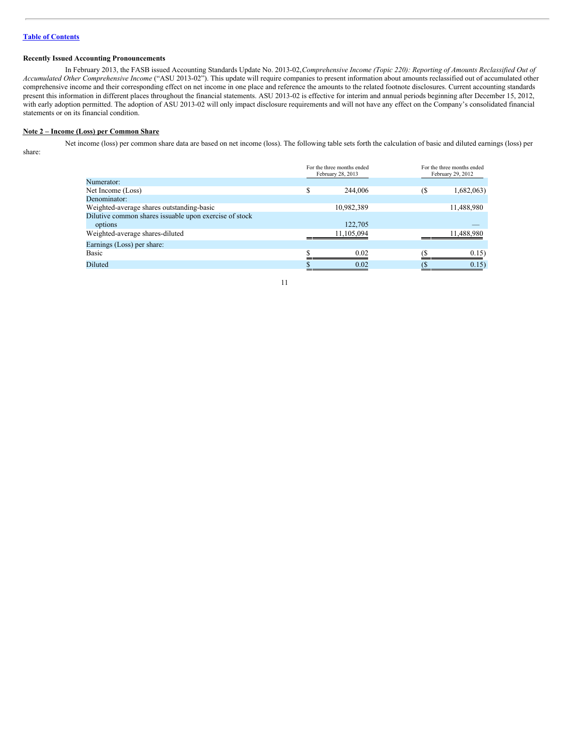[Table of Contents](#)

**Recently Issued Accounting Pronouncements**

In February 2013, the FASB issued Accounting Standards Update No. 2013-02,*Comprehensive Income (Topic 220): Reporting of Amounts Reclassified Out of Accumulated Other Comprehensive Income* ("ASU 2013-02"). This update will require companies to present information about amounts reclassified out of accumulated other comprehensive income and their corresponding effect on net income in one place and reference the amounts to the related footnote disclosures. Current accounting standards present this information in different places throughout the financial statements. ASU 2013-02 is effective for interim and annual periods beginning after December 15, 2012, with early adoption permitted. The adoption of ASU 2013-02 will only impact disclosure requirements and will not have any effect on the Company's consolidated financial statements or on its financial condition.

**Note 2 – Income (Loss) per Common Share**

Net income (loss) per common share data are based on net income (loss). The following table sets forth the calculation of basic and diluted earnings (loss) per share:

| | For the three months ended February 28, 2013 | For the three months ended February 29, 2012 |
|---|---|---|
| Numerator: | | |
| Net Income (Loss) | $ 244,006 | ($ 1,682,063) |
| Denominator: | | |
| Weighted-average shares outstanding-basic | 10,982,389 | 11,488,980 |
| Dilutive common shares issuable upon exercise of stock options | 122,705 | — |
| Weighted-average shares-diluted | 11,105,094 | 11,488,980 |
| Earnings (Loss) per share: | | |
| Basic | $ 0.02 | ($ 0.15) |
| Diluted | $ 0.02 | ($ 0.15) |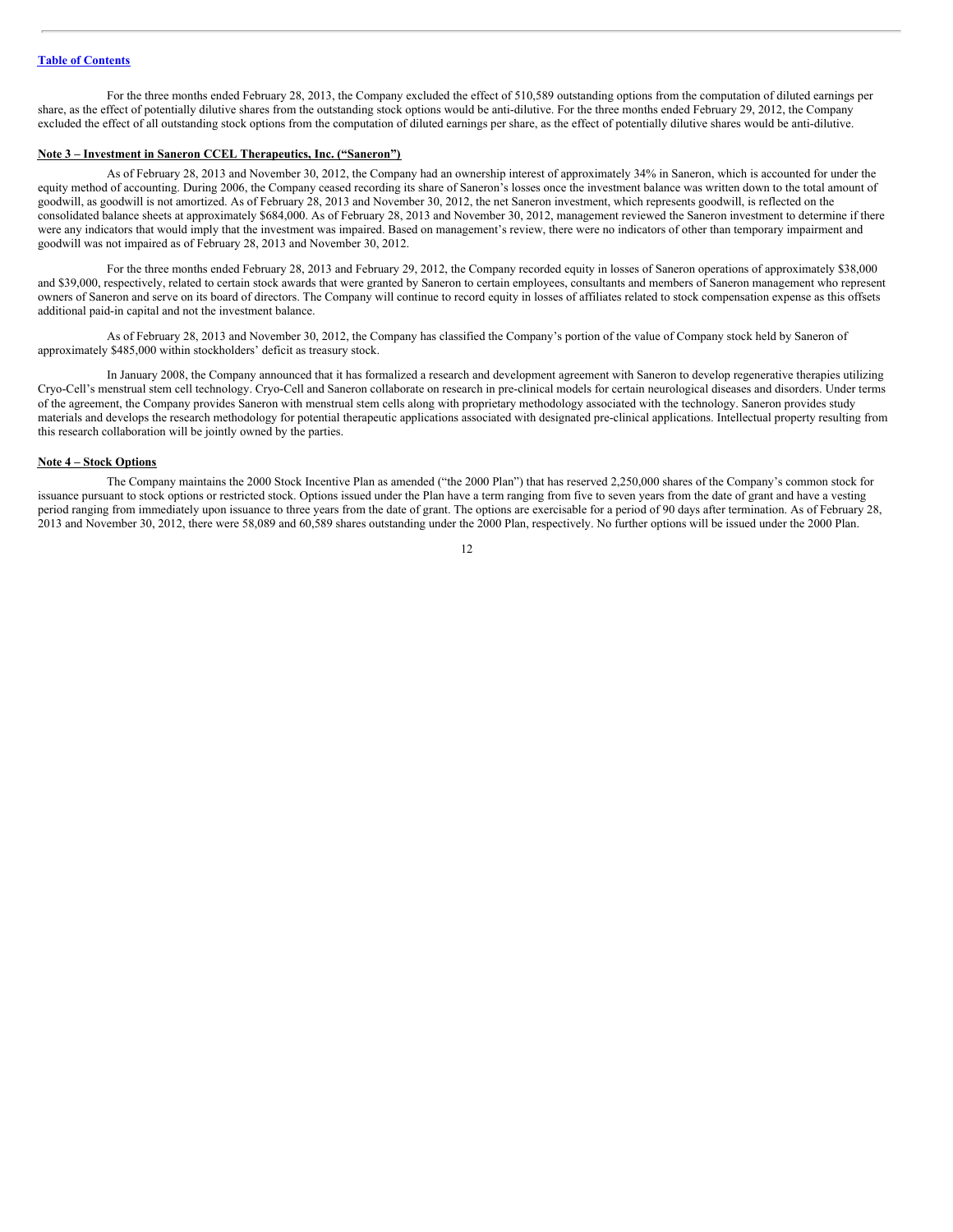For the three months ended February 28, 2013, the Company excluded the effect of 510,589 outstanding options from the computation of diluted earnings per share, as the effect of potentially dilutive shares from the outstanding stock options would be anti-dilutive. For the three months ended February 29, 2012, the Company excluded the effect of all outstanding stock options from the computation of diluted earnings per share, as the effect of potentially dilutive shares would be anti-dilutive.

## Note 3 – Investment in Saneron CCEL Therapeutics, Inc. ("Saneron")

As of February 28, 2013 and November 30, 2012, the Company had an ownership interest of approximately 34% in Saneron, which is accounted for under the equity method of accounting. During 2006, the Company ceased recording its share of Saneron's losses once the investment balance was written down to the total amount of goodwill, as goodwill is not amortized. As of February 28, 2013 and November 30, 2012, the net Saneron investment, which represents goodwill, is reflected on the consolidated balance sheets at approximately $684,000. As of February 28, 2013 and November 30, 2012, management reviewed the Saneron investment to determine if there were any indicators that would imply that the investment was impaired. Based on management's review, there were no indicators of other than temporary impairment and goodwill was not impaired as of February 28, 2013 and November 30, 2012.

For the three months ended February 28, 2013 and February 29, 2012, the Company recorded equity in losses of Saneron operations of approximately $38,000 and $39,000, respectively, related to certain stock awards that were granted by Saneron to certain employees, consultants and members of Saneron management who represent owners of Saneron and serve on its board of directors. The Company will continue to record equity in losses of affiliates related to stock compensation expense as this offsets additional paid-in capital and not the investment balance.

As of February 28, 2013 and November 30, 2012, the Company has classified the Company's portion of the value of Company stock held by Saneron of approximately $485,000 within stockholders' deficit as treasury stock.

In January 2008, the Company announced that it has formalized a research and development agreement with Saneron to develop regenerative therapies utilizing Cryo-Cell's menstrual stem cell technology. Cryo-Cell and Saneron collaborate on research in pre-clinical models for certain neurological diseases and disorders. Under terms of the agreement, the Company provides Saneron with menstrual stem cells along with proprietary methodology associated with the technology. Saneron provides study materials and develops the research methodology for potential therapeutic applications associated with designated pre-clinical applications. Intellectual property resulting from this research collaboration will be jointly owned by the parties.

## Note 4 – Stock Options

The Company maintains the 2000 Stock Incentive Plan as amended ("the 2000 Plan") that has reserved 2,250,000 shares of the Company's common stock for issuance pursuant to stock options or restricted stock. Options issued under the Plan have a term ranging from five to seven years from the date of grant and have a vesting period ranging from immediately upon issuance to three years from the date of grant. The options are exercisable for a period of 90 days after termination. As of February 28, 2013 and November 30, 2012, there were 58,089 and 60,589 shares outstanding under the 2000 Plan, respectively. No further options will be issued under the 2000 Plan.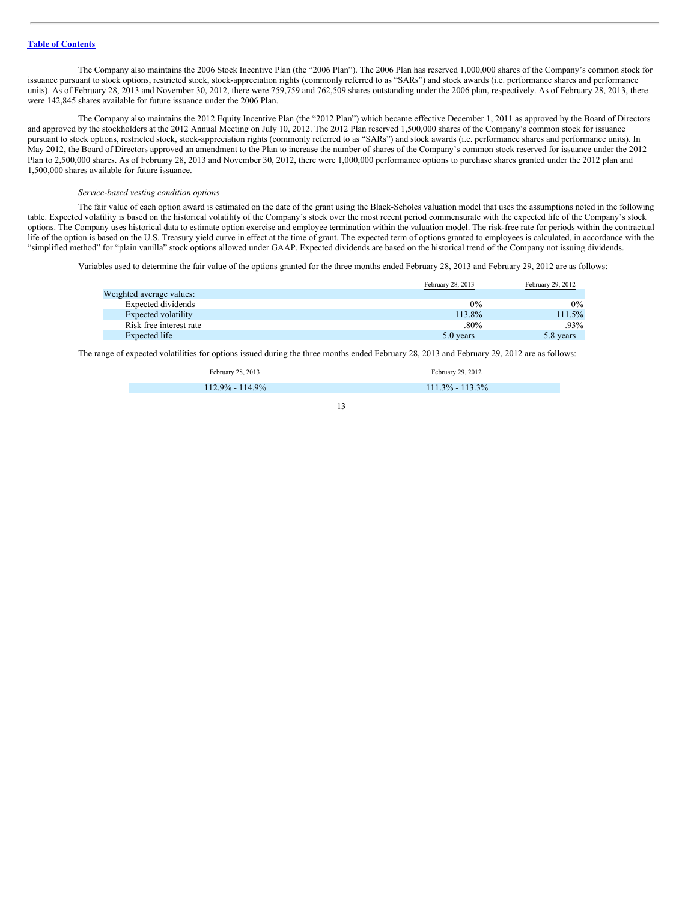[Table of Contents](#)

The Company also maintains the 2006 Stock Incentive Plan (the "2006 Plan"). The 2006 Plan has reserved 1,000,000 shares of the Company's common stock for issuance pursuant to stock options, restricted stock, stock-appreciation rights (commonly referred to as "SARs") and stock awards (i.e. performance shares and performance units). As of February 28, 2013 and November 30, 2012, there were 759,759 and 762,509 shares outstanding under the 2006 plan, respectively. As of February 28, 2013, there were 142,845 shares available for future issuance under the 2006 Plan.

The Company also maintains the 2012 Equity Incentive Plan (the "2012 Plan") which became effective December 1, 2011 as approved by the Board of Directors and approved by the stockholders at the 2012 Annual Meeting on July 10, 2012. The 2012 Plan reserved 1,500,000 shares of the Company's common stock for issuance pursuant to stock options, restricted stock, stock-appreciation rights (commonly referred to as "SARs") and stock awards (i.e. performance shares and performance units). In May 2012, the Board of Directors approved an amendment to the Plan to increase the number of shares of the Company's common stock reserved for issuance under the 2012 Plan to 2,500,000 shares. As of February 28, 2013 and November 30, 2012, there were 1,000,000 performance options to purchase shares granted under the 2012 plan and 1,500,000 shares available for future issuance.

*Service-based vesting condition options*

The fair value of each option award is estimated on the date of the grant using the Black-Scholes valuation model that uses the assumptions noted in the following table. Expected volatility is based on the historical volatility of the Company's stock over the most recent period commensurate with the expected life of the Company's stock options. The Company uses historical data to estimate option exercise and employee termination within the valuation model. The risk-free rate for periods within the contractual life of the option is based on the U.S. Treasury yield curve in effect at the time of grant. The expected term of options granted to employees is calculated, in accordance with the "simplified method" for "plain vanilla" stock options allowed under GAAP. Expected dividends are based on the historical trend of the Company not issuing dividends.

Variables used to determine the fair value of the options granted for the three months ended February 28, 2013 and February 29, 2012 are as follows:

| | February 28, 2013 | February 29, 2012 |
|---|---|---|
| Weighted average values: | | |
| Expected dividends | 0% | 0% |
| Expected volatility | 113.8% | 111.5% |
| Risk free interest rate | .80% | .93% |
| Expected life | 5.0 years | 5.8 years |

The range of expected volatilities for options issued during the three months ended February 28, 2013 and February 29, 2012 are as follows:

| February 28, 2013 | February 29, 2012 |
|---|---|
| 112.9% - 114.9% | 111.3% - 113.3% |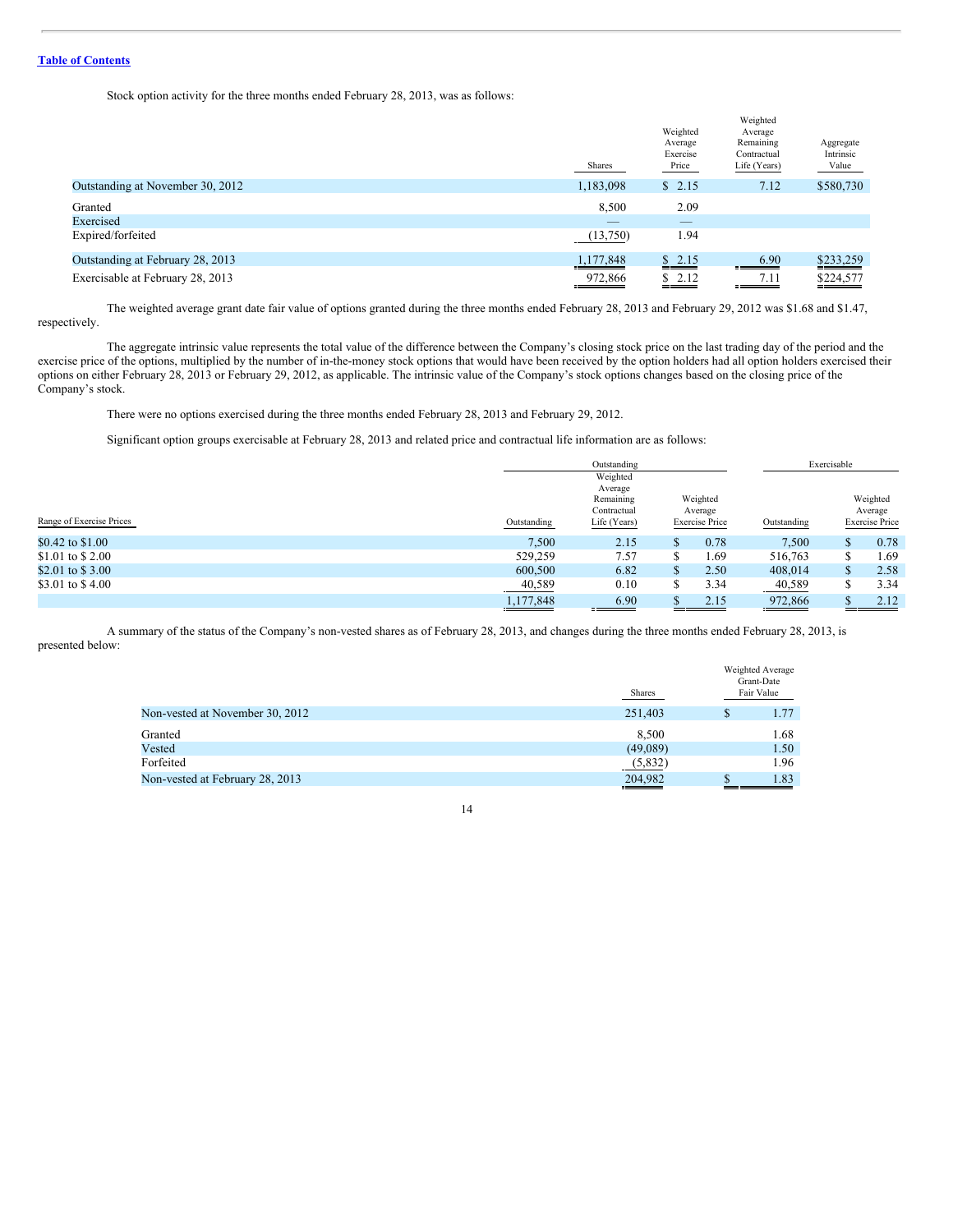Stock option activity for the three months ended February 28, 2013, was as follows:

| | Shares | Weighted Average Exercise Price | Weighted Average Remaining Contractual Life (Years) | Aggregate Intrinsic Value |
|---|---|---|---|---|
| Outstanding at November 30, 2012 | 1,183,098 | $ 2.15 | 7.12 | $580,730 |
| Granted | 8,500 | 2.09 | | |
| Exercised | — | — | | |
| Expired/forfeited | (13,750) | 1.94 | | |
| Outstanding at February 28, 2013 | 1,177,848 | $ 2.15 | 6.90 | $233,259 |
| Exercisable at February 28, 2013 | 972,866 | $ 2.12 | 7.11 | $224,577 |

The weighted average grant date fair value of options granted during the three months ended February 28, 2013 and February 29, 2012 was $1.68 and $1.47, respectively.

The aggregate intrinsic value represents the total value of the difference between the Company's closing stock price on the last trading day of the period and the exercise price of the options, multiplied by the number of in-the-money stock options that would have been received by the option holders had all option holders exercised their options on either February 28, 2013 or February 29, 2012, as applicable. The intrinsic value of the Company's stock options changes based on the closing price of the Company's stock.

There were no options exercised during the three months ended February 28, 2013 and February 29, 2012.

Significant option groups exercisable at February 28, 2013 and related price and contractual life information are as follows:

| | Outstanding | | | Exercisable | |
|---|---|---|---|---|---|
| Range of Exercise Prices | Outstanding | Weighted Average Remaining Contractual Life (Years) | Weighted Average Exercise Price | Outstanding | Weighted Average Exercise Price |
| $0.42 to $1.00 | 7,500 | 2.15 | $ 0.78 | 7,500 | $ 0.78 |
| $1.01 to $ 2.00 | 529,259 | 7.57 | $ 1.69 | 516,763 | $ 1.69 |
| $2.01 to $ 3.00 | 600,500 | 6.82 | $ 2.50 | 408,014 | $ 2.58 |
| $3.01 to $ 4.00 | 40,589 | 0.10 | $ 3.34 | 40,589 | $ 3.34 |
| | 1,177,848 | 6.90 | $ 2.15 | 972,866 | $ 2.12 |

A summary of the status of the Company's non-vested shares as of February 28, 2013, and changes during the three months ended February 28, 2013, is presented below:

| | Shares | Weighted Average Grant-Date Fair Value |
|---|---|---|
| Non-vested at November 30, 2012 | 251,403 | $ 1.77 |
| Granted | 8,500 | 1.68 |
| Vested | (49,089) | 1.50 |
| Forfeited | (5,832) | 1.96 |
| Non-vested at February 28, 2013 | 204,982 | $ 1.83 |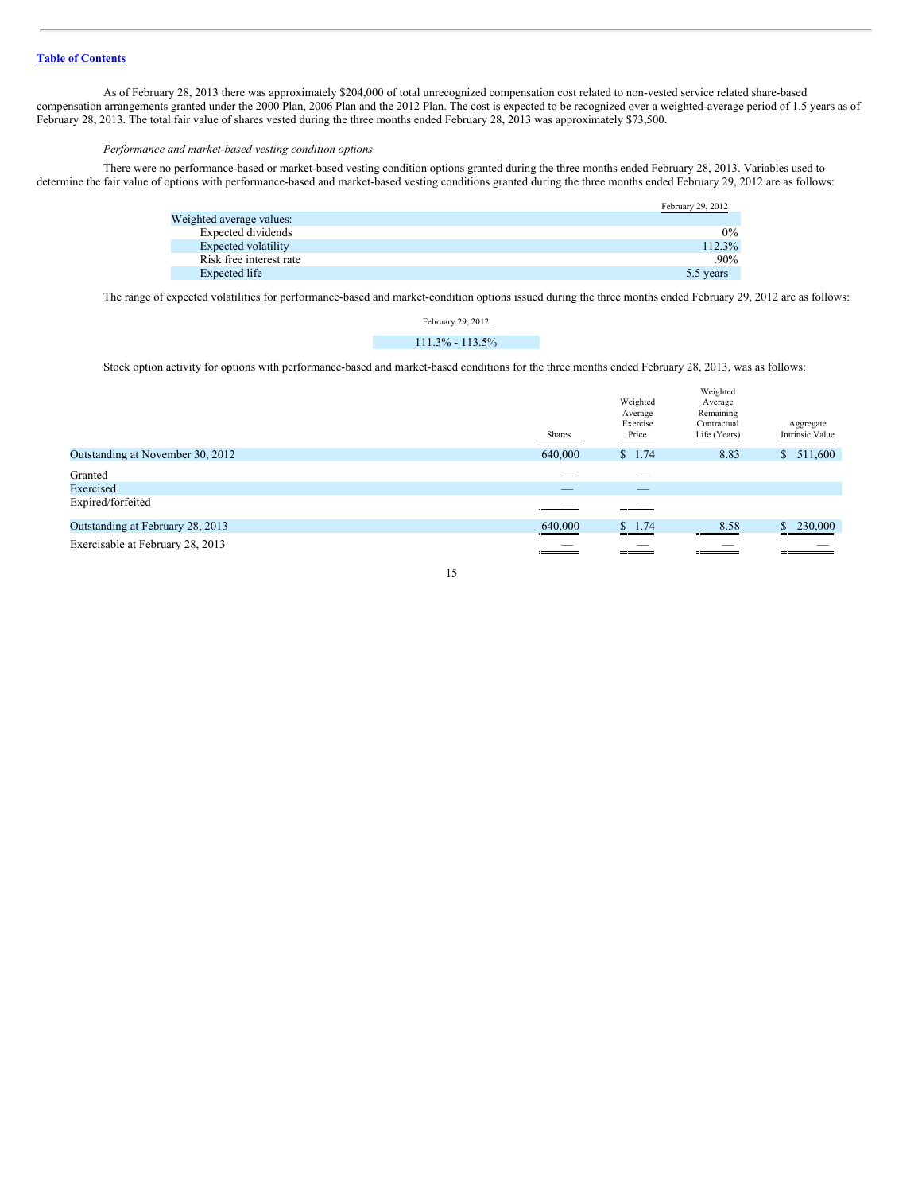As of February 28, 2013 there was approximately $204,000 of total unrecognized compensation cost related to non-vested service related share-based compensation arrangements granted under the 2000 Plan, 2006 Plan and the 2012 Plan. The cost is expected to be recognized over a weighted-average period of 1.5 years as of February 28, 2013. The total fair value of shares vested during the three months ended February 28, 2013 was approximately $73,500.

*Performance and market-based vesting condition options*

There were no performance-based or market-based vesting condition options granted during the three months ended February 28, 2013. Variables used to determine the fair value of options with performance-based and market-based vesting conditions granted during the three months ended February 29, 2012 are as follows:

| | February 29, 2012 |
|---|---|
| Weighted average values: | |
| Expected dividends | 0% |
| Expected volatility | 112.3% |
| Risk free interest rate | .90% |
| Expected life | 5.5 years |

The range of expected volatilities for performance-based and market-condition options issued during the three months ended February 29, 2012 are as follows:

| February 29, 2012 |
|---|
| 111.3% - 113.5% |

Stock option activity for options with performance-based and market-based conditions for the three months ended February 28, 2013, was as follows:

| | Shares | Weighted Average Exercise Price | Weighted Average Remaining Contractual Life (Years) | Aggregate Intrinsic Value |
|---|---|---|---|---|
| Outstanding at November 30, 2012 | 640,000 | $ 1.74 | 8.83 | $ 511,600 |
| Granted | — | — | | |
| Exercised | — | — | | |
| Expired/forfeited | — | — | | |
| Outstanding at February 28, 2013 | 640,000 | $ 1.74 | 8.58 | $ 230,000 |
| Exercisable at February 28, 2013 | — | — | — | — |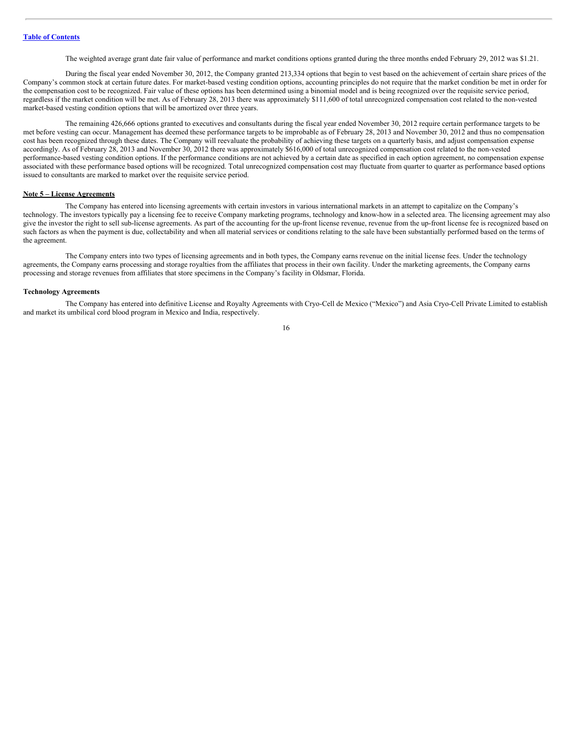The weighted average grant date fair value of performance and market conditions options granted during the three months ended February 29, 2012 was $1.21.

During the fiscal year ended November 30, 2012, the Company granted 213,334 options that begin to vest based on the achievement of certain share prices of the Company's common stock at certain future dates. For market-based vesting condition options, accounting principles do not require that the market condition be met in order for the compensation cost to be recognized. Fair value of these options has been determined using a binomial model and is being recognized over the requisite service period, regardless if the market condition will be met. As of February 28, 2013 there was approximately $111,600 of total unrecognized compensation cost related to the non-vested market-based vesting condition options that will be amortized over three years.

The remaining 426,666 options granted to executives and consultants during the fiscal year ended November 30, 2012 require certain performance targets to be met before vesting can occur. Management has deemed these performance targets to be improbable as of February 28, 2013 and November 30, 2012 and thus no compensation cost has been recognized through these dates. The Company will reevaluate the probability of achieving these targets on a quarterly basis, and adjust compensation expense accordingly. As of February 28, 2013 and November 30, 2012 there was approximately $616,000 of total unrecognized compensation cost related to the non-vested performance-based vesting condition options. If the performance conditions are not achieved by a certain date as specified in each option agreement, no compensation expense associated with these performance based options will be recognized. Total unrecognized compensation cost may fluctuate from quarter to quarter as performance based options issued to consultants are marked to market over the requisite service period.

## Note 5 – License Agreements

The Company has entered into licensing agreements with certain investors in various international markets in an attempt to capitalize on the Company's technology. The investors typically pay a licensing fee to receive Company marketing programs, technology and know-how in a selected area. The licensing agreement may also give the investor the right to sell sub-license agreements. As part of the accounting for the up-front license revenue, revenue from the up-front license fee is recognized based on such factors as when the payment is due, collectability and when all material services or conditions relating to the sale have been substantially performed based on the terms of the agreement.

The Company enters into two types of licensing agreements and in both types, the Company earns revenue on the initial license fees. Under the technology agreements, the Company earns processing and storage royalties from the affiliates that process in their own facility. Under the marketing agreements, the Company earns processing and storage revenues from affiliates that store specimens in the Company's facility in Oldsmar, Florida.

### Technology Agreements

The Company has entered into definitive License and Royalty Agreements with Cryo-Cell de Mexico ("Mexico") and Asia Cryo-Cell Private Limited to establish and market its umbilical cord blood program in Mexico and India, respectively.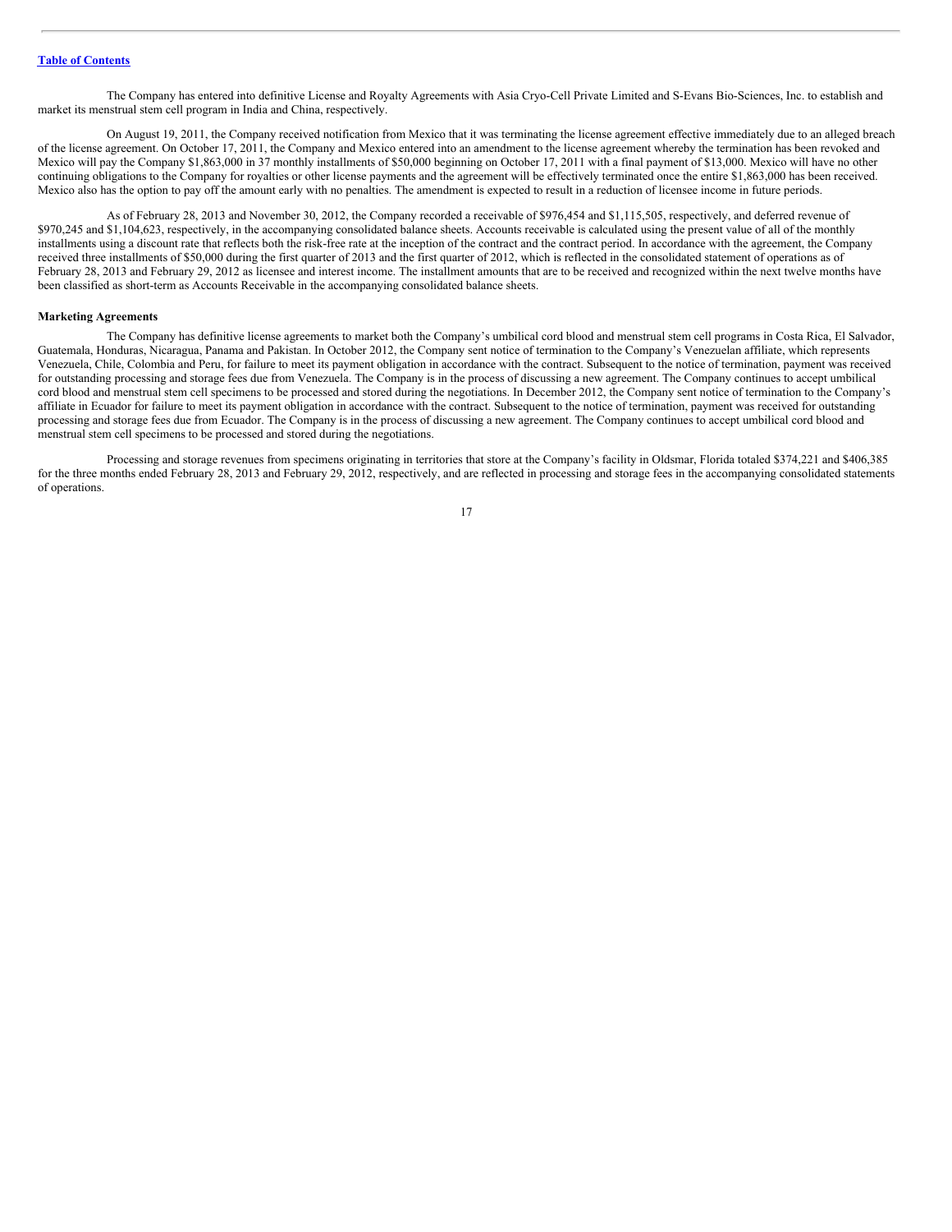The Company has entered into definitive License and Royalty Agreements with Asia Cryo-Cell Private Limited and S-Evans Bio-Sciences, Inc. to establish and market its menstrual stem cell program in India and China, respectively.

On August 19, 2011, the Company received notification from Mexico that it was terminating the license agreement effective immediately due to an alleged breach of the license agreement. On October 17, 2011, the Company and Mexico entered into an amendment to the license agreement whereby the termination has been revoked and Mexico will pay the Company $1,863,000 in 37 monthly installments of $50,000 beginning on October 17, 2011 with a final payment of $13,000. Mexico will have no other continuing obligations to the Company for royalties or other license payments and the agreement will be effectively terminated once the entire $1,863,000 has been received. Mexico also has the option to pay off the amount early with no penalties. The amendment is expected to result in a reduction of licensee income in future periods.

As of February 28, 2013 and November 30, 2012, the Company recorded a receivable of $976,454 and $1,115,505, respectively, and deferred revenue of $970,245 and $1,104,623, respectively, in the accompanying consolidated balance sheets. Accounts receivable is calculated using the present value of all of the monthly installments using a discount rate that reflects both the risk-free rate at the inception of the contract and the contract period. In accordance with the agreement, the Company received three installments of $50,000 during the first quarter of 2013 and the first quarter of 2012, which is reflected in the consolidated statement of operations as of February 28, 2013 and February 29, 2012 as licensee and interest income. The installment amounts that are to be received and recognized within the next twelve months have been classified as short-term as Accounts Receivable in the accompanying consolidated balance sheets.

**Marketing Agreements**

The Company has definitive license agreements to market both the Company's umbilical cord blood and menstrual stem cell programs in Costa Rica, El Salvador, Guatemala, Honduras, Nicaragua, Panama and Pakistan. In October 2012, the Company sent notice of termination to the Company's Venezuelan affiliate, which represents Venezuela, Chile, Colombia and Peru, for failure to meet its payment obligation in accordance with the contract. Subsequent to the notice of termination, payment was received for outstanding processing and storage fees due from Venezuela. The Company is in the process of discussing a new agreement. The Company continues to accept umbilical cord blood and menstrual stem cell specimens to be processed and stored during the negotiations. In December 2012, the Company sent notice of termination to the Company's affiliate in Ecuador for failure to meet its payment obligation in accordance with the contract. Subsequent to the notice of termination, payment was received for outstanding processing and storage fees due from Ecuador. The Company is in the process of discussing a new agreement. The Company continues to accept umbilical cord blood and menstrual stem cell specimens to be processed and stored during the negotiations.

Processing and storage revenues from specimens originating in territories that store at the Company's facility in Oldsmar, Florida totaled $374,221 and $406,385 for the three months ended February 28, 2013 and February 29, 2012, respectively, and are reflected in processing and storage fees in the accompanying consolidated statements of operations.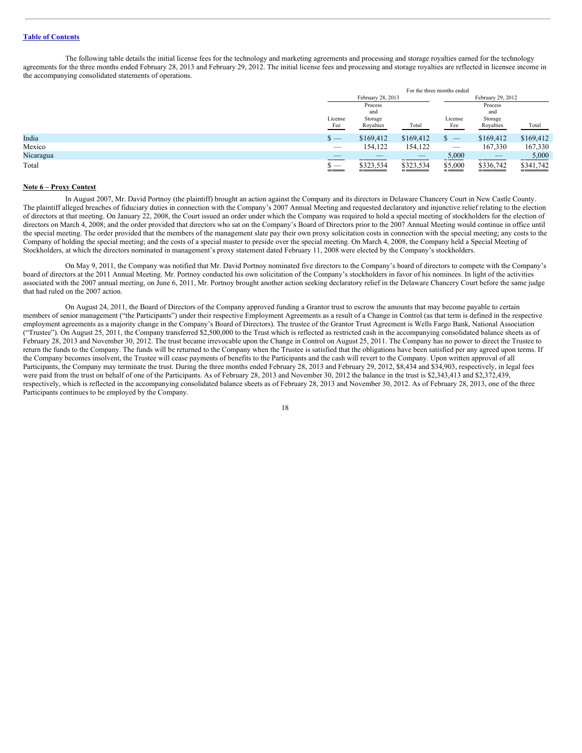The following table details the initial license fees for the technology and marketing agreements and processing and storage royalties earned for the technology agreements for the three months ended February 28, 2013 and February 29, 2012. The initial license fees and processing and storage royalties are reflected in licensee income in the accompanying consolidated statements of operations.

| | For the three months ended | | | | | |
|---|---|---|---|---|---|---|
| | February 28, 2013 | | | February 29, 2012 | | |
| | License Fee | Process and Storage Royalties | Total | License Fee | Process and Storage Royalties | Total |
| India | $ — | $169,412 | $169,412 | $ — | $169,412 | $169,412 |
| Mexico | — | 154,122 | 154,122 | — | 167,330 | 167,330 |
| Nicaragua | — | — | — | 5,000 | — | 5,000 |
| Total | $ — | $323,534 | $323,534 | $5,000 | $336,742 | $341,742 |

**Note 6 – Proxy Contest**

In August 2007, Mr. David Portnoy (the plaintiff) brought an action against the Company and its directors in Delaware Chancery Court in New Castle County. The plaintiff alleged breaches of fiduciary duties in connection with the Company's 2007 Annual Meeting and requested declaratory and injunctive relief relating to the election of directors at that meeting. On January 22, 2008, the Court issued an order under which the Company was required to hold a special meeting of stockholders for the election of directors on March 4, 2008; and the order provided that directors who sat on the Company's Board of Directors prior to the 2007 Annual Meeting would continue in office until the special meeting. The order provided that the members of the management slate pay their own proxy solicitation costs in connection with the special meeting; any costs to the Company of holding the special meeting; and the costs of a special master to preside over the special meeting. On March 4, 2008, the Company held a Special Meeting of Stockholders, at which the directors nominated in management's proxy statement dated February 11, 2008 were elected by the Company's stockholders.

On May 9, 2011, the Company was notified that Mr. David Portnoy nominated five directors to the Company's board of directors to compete with the Company's board of directors at the 2011 Annual Meeting. Mr. Portnoy conducted his own solicitation of the Company's stockholders in favor of his nominees. In light of the activities associated with the 2007 annual meeting, on June 6, 2011, Mr. Portnoy brought another action seeking declaratory relief in the Delaware Chancery Court before the same judge that had ruled on the 2007 action.

On August 24, 2011, the Board of Directors of the Company approved funding a Grantor trust to escrow the amounts that may become payable to certain members of senior management ("the Participants") under their respective Employment Agreements as a result of a Change in Control (as that term is defined in the respective employment agreements as a majority change in the Company's Board of Directors). The trustee of the Grantor Trust Agreement is Wells Fargo Bank, National Association ("Trustee"). On August 25, 2011, the Company transferred $2,500,000 to the Trust which is reflected as restricted cash in the accompanying consolidated balance sheets as of February 28, 2013 and November 30, 2012. The trust became irrevocable upon the Change in Control on August 25, 2011. The Company has no power to direct the Trustee to return the funds to the Company. The funds will be returned to the Company when the Trustee is satisfied that the obligations have been satisfied per any agreed upon terms. If the Company becomes insolvent, the Trustee will cease payments of benefits to the Participants and the cash will revert to the Company. Upon written approval of all Participants, the Company may terminate the trust. During the three months ended February 28, 2013 and February 29, 2012, $8,434 and $34,903, respectively, in legal fees were paid from the trust on behalf of one of the Participants. As of February 28, 2013 and November 30, 2012 the balance in the trust is $2,343,413 and $2,372,439, respectively, which is reflected in the accompanying consolidated balance sheets as of February 28, 2013 and November 30, 2012. As of February 28, 2013, one of the three Participants continues to be employed by the Company.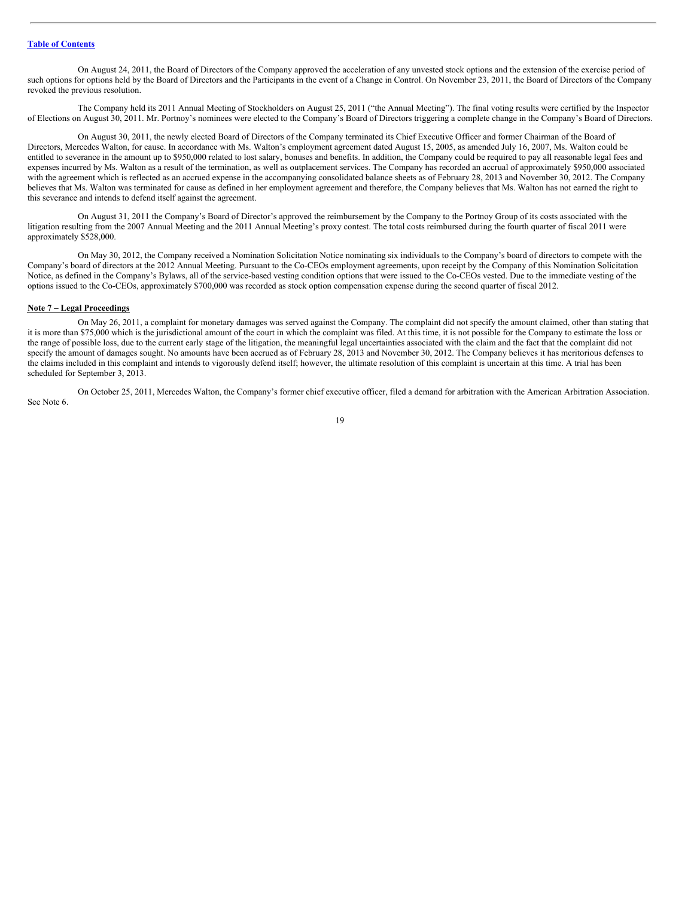On August 24, 2011, the Board of Directors of the Company approved the acceleration of any unvested stock options and the extension of the exercise period of such options for options held by the Board of Directors and the Participants in the event of a Change in Control. On November 23, 2011, the Board of Directors of the Company revoked the previous resolution.

The Company held its 2011 Annual Meeting of Stockholders on August 25, 2011 ("the Annual Meeting"). The final voting results were certified by the Inspector of Elections on August 30, 2011. Mr. Portnoy's nominees were elected to the Company's Board of Directors triggering a complete change in the Company's Board of Directors.

On August 30, 2011, the newly elected Board of Directors of the Company terminated its Chief Executive Officer and former Chairman of the Board of Directors, Mercedes Walton, for cause. In accordance with Ms. Walton's employment agreement dated August 15, 2005, as amended July 16, 2007, Ms. Walton could be entitled to severance in the amount up to $950,000 related to lost salary, bonuses and benefits. In addition, the Company could be required to pay all reasonable legal fees and expenses incurred by Ms. Walton as a result of the termination, as well as outplacement services. The Company has recorded an accrual of approximately $950,000 associated with the agreement which is reflected as an accrued expense in the accompanying consolidated balance sheets as of February 28, 2013 and November 30, 2012. The Company believes that Ms. Walton was terminated for cause as defined in her employment agreement and therefore, the Company believes that Ms. Walton has not earned the right to this severance and intends to defend itself against the agreement.

On August 31, 2011 the Company's Board of Director's approved the reimbursement by the Company to the Portnoy Group of its costs associated with the litigation resulting from the 2007 Annual Meeting and the 2011 Annual Meeting's proxy contest. The total costs reimbursed during the fourth quarter of fiscal 2011 were approximately $528,000.

On May 30, 2012, the Company received a Nomination Solicitation Notice nominating six individuals to the Company's board of directors to compete with the Company's board of directors at the 2012 Annual Meeting. Pursuant to the Co-CEOs employment agreements, upon receipt by the Company of this Nomination Solicitation Notice, as defined in the Company's Bylaws, all of the service-based vesting condition options that were issued to the Co-CEOs vested. Due to the immediate vesting of the options issued to the Co-CEOs, approximately $700,000 was recorded as stock option compensation expense during the second quarter of fiscal 2012.

**Note 7 – Legal Proceedings**

On May 26, 2011, a complaint for monetary damages was served against the Company. The complaint did not specify the amount claimed, other than stating that it is more than $75,000 which is the jurisdictional amount of the court in which the complaint was filed. At this time, it is not possible for the Company to estimate the loss or the range of possible loss, due to the current early stage of the litigation, the meaningful legal uncertainties associated with the claim and the fact that the complaint did not specify the amount of damages sought. No amounts have been accrued as of February 28, 2013 and November 30, 2012. The Company believes it has meritorious defenses to the claims included in this complaint and intends to vigorously defend itself; however, the ultimate resolution of this complaint is uncertain at this time. A trial has been scheduled for September 3, 2013.

On October 25, 2011, Mercedes Walton, the Company's former chief executive officer, filed a demand for arbitration with the American Arbitration Association. See Note 6.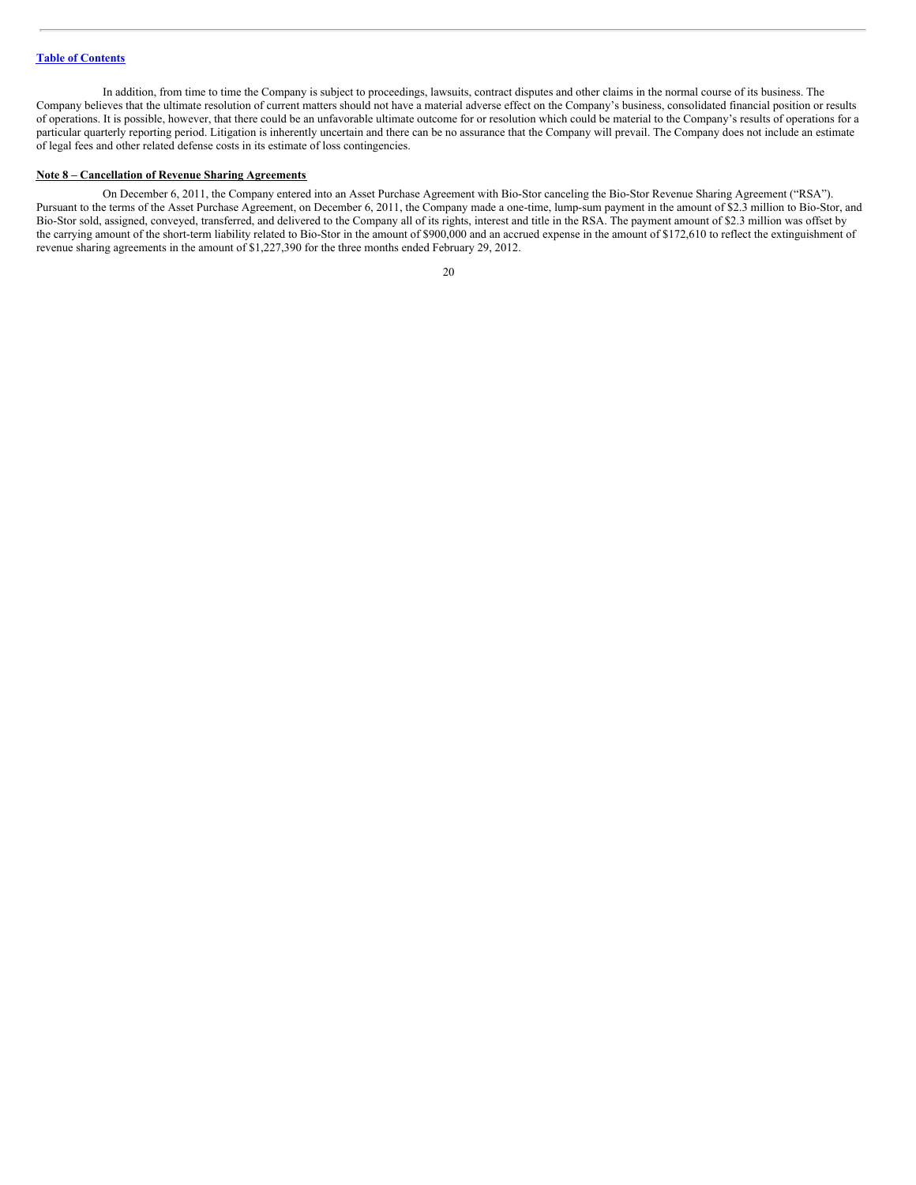In addition, from time to time the Company is subject to proceedings, lawsuits, contract disputes and other claims in the normal course of its business. The Company believes that the ultimate resolution of current matters should not have a material adverse effect on the Company's business, consolidated financial position or results of operations. It is possible, however, that there could be an unfavorable ultimate outcome for or resolution which could be material to the Company's results of operations for a particular quarterly reporting period. Litigation is inherently uncertain and there can be no assurance that the Company will prevail. The Company does not include an estimate of legal fees and other related defense costs in its estimate of loss contingencies.

**Note 8 – Cancellation of Revenue Sharing Agreements**

On December 6, 2011, the Company entered into an Asset Purchase Agreement with Bio-Stor canceling the Bio-Stor Revenue Sharing Agreement ("RSA"). Pursuant to the terms of the Asset Purchase Agreement, on December 6, 2011, the Company made a one-time, lump-sum payment in the amount of $2.3 million to Bio-Stor, and Bio-Stor sold, assigned, conveyed, transferred, and delivered to the Company all of its rights, interest and title in the RSA. The payment amount of $2.3 million was offset by the carrying amount of the short-term liability related to Bio-Stor in the amount of $900,000 and an accrued expense in the amount of $172,610 to reflect the extinguishment of revenue sharing agreements in the amount of $1,227,390 for the three months ended February 29, 2012.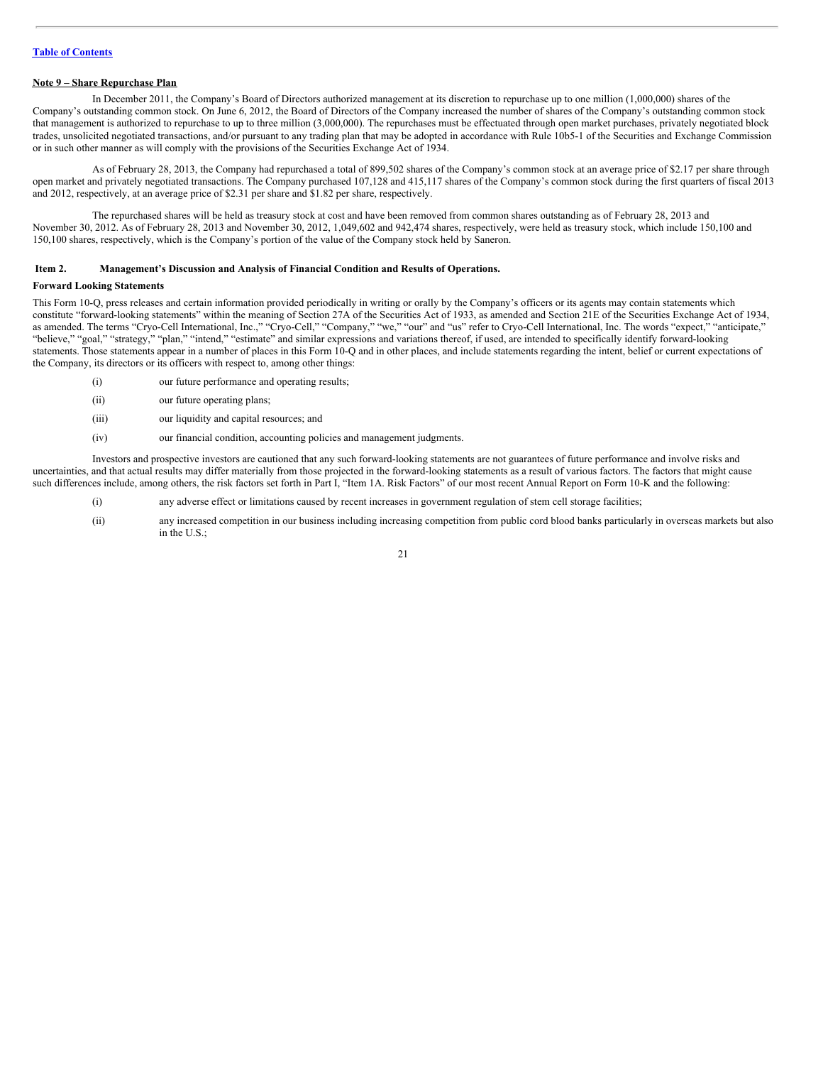**Note 9 – Share Repurchase Plan**

In December 2011, the Company's Board of Directors authorized management at its discretion to repurchase up to one million (1,000,000) shares of the Company's outstanding common stock. On June 6, 2012, the Board of Directors of the Company increased the number of shares of the Company's outstanding common stock that management is authorized to repurchase to up to three million (3,000,000). The repurchases must be effectuated through open market purchases, privately negotiated block trades, unsolicited negotiated transactions, and/or pursuant to any trading plan that may be adopted in accordance with Rule 10b5-1 of the Securities and Exchange Commission or in such other manner as will comply with the provisions of the Securities Exchange Act of 1934.

As of February 28, 2013, the Company had repurchased a total of 899,502 shares of the Company's common stock at an average price of $2.17 per share through open market and privately negotiated transactions. The Company purchased 107,128 and 415,117 shares of the Company's common stock during the first quarters of fiscal 2013 and 2012, respectively, at an average price of $2.31 per share and $1.82 per share, respectively.

The repurchased shares will be held as treasury stock at cost and have been removed from common shares outstanding as of February 28, 2013 and November 30, 2012. As of February 28, 2013 and November 30, 2012, 1,049,602 and 942,474 shares, respectively, were held as treasury stock, which include 150,100 and 150,100 shares, respectively, which is the Company's portion of the value of the Company stock held by Saneron.

## Item 2. Management's Discussion and Analysis of Financial Condition and Results of Operations.

**Forward Looking Statements**

This Form 10-Q, press releases and certain information provided periodically in writing or orally by the Company's officers or its agents may contain statements which constitute "forward-looking statements" within the meaning of Section 27A of the Securities Act of 1933, as amended and Section 21E of the Securities Exchange Act of 1934, as amended. The terms "Cryo-Cell International, Inc.," "Cryo-Cell," "Company," "we," "our" and "us" refer to Cryo-Cell International, Inc. The words "expect," "anticipate," "believe," "goal," "strategy," "plan," "intend," "estimate" and similar expressions and variations thereof, if used, are intended to specifically identify forward-looking statements. Those statements appear in a number of places in this Form 10-Q and in other places, and include statements regarding the intent, belief or current expectations of the Company, its directors or its officers with respect to, among other things:

(i) our future performance and operating results;

(ii) our future operating plans;

(iii) our liquidity and capital resources; and

(iv) our financial condition, accounting policies and management judgments.

Investors and prospective investors are cautioned that any such forward-looking statements are not guarantees of future performance and involve risks and uncertainties, and that actual results may differ materially from those projected in the forward-looking statements as a result of various factors. The factors that might cause such differences include, among others, the risk factors set forth in Part I, "Item 1A. Risk Factors" of our most recent Annual Report on Form 10-K and the following:

(i) any adverse effect or limitations caused by recent increases in government regulation of stem cell storage facilities;

(ii) any increased competition in our business including increasing competition from public cord blood banks particularly in overseas markets but also in the U.S.;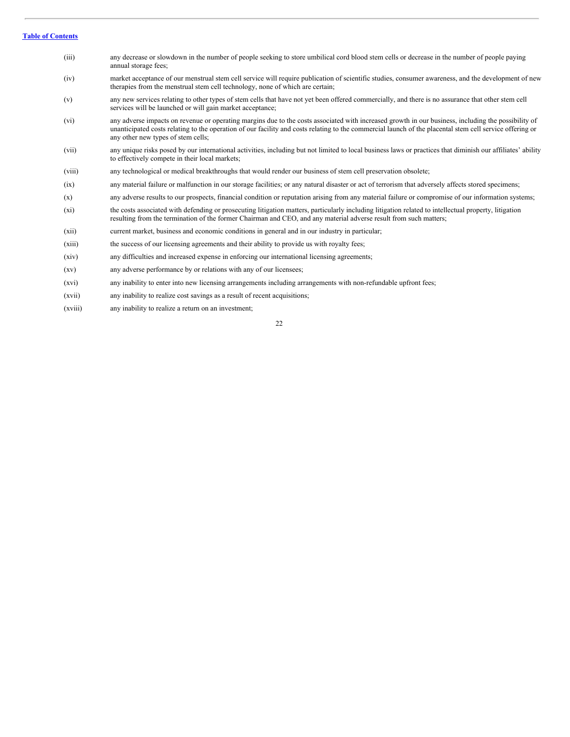(iii) any decrease or slowdown in the number of people seeking to store umbilical cord blood stem cells or decrease in the number of people paying annual storage fees;

(iv) market acceptance of our menstrual stem cell service will require publication of scientific studies, consumer awareness, and the development of new therapies from the menstrual stem cell technology, none of which are certain;

(v) any new services relating to other types of stem cells that have not yet been offered commercially, and there is no assurance that other stem cell services will be launched or will gain market acceptance;

(vi) any adverse impacts on revenue or operating margins due to the costs associated with increased growth in our business, including the possibility of unanticipated costs relating to the operation of our facility and costs relating to the commercial launch of the placental stem cell service offering or any other new types of stem cells;

(vii) any unique risks posed by our international activities, including but not limited to local business laws or practices that diminish our affiliates' ability to effectively compete in their local markets;

(viii) any technological or medical breakthroughs that would render our business of stem cell preservation obsolete;

(ix) any material failure or malfunction in our storage facilities; or any natural disaster or act of terrorism that adversely affects stored specimens;

(x) any adverse results to our prospects, financial condition or reputation arising from any material failure or compromise of our information systems;

(xi) the costs associated with defending or prosecuting litigation matters, particularly including litigation related to intellectual property, litigation resulting from the termination of the former Chairman and CEO, and any material adverse result from such matters;

(xii) current market, business and economic conditions in general and in our industry in particular;

(xiii) the success of our licensing agreements and their ability to provide us with royalty fees;

(xiv) any difficulties and increased expense in enforcing our international licensing agreements;

(xv) any adverse performance by or relations with any of our licensees;

(xvi) any inability to enter into new licensing arrangements including arrangements with non-refundable upfront fees;

(xvii) any inability to realize cost savings as a result of recent acquisitions;

(xviii) any inability to realize a return on an investment;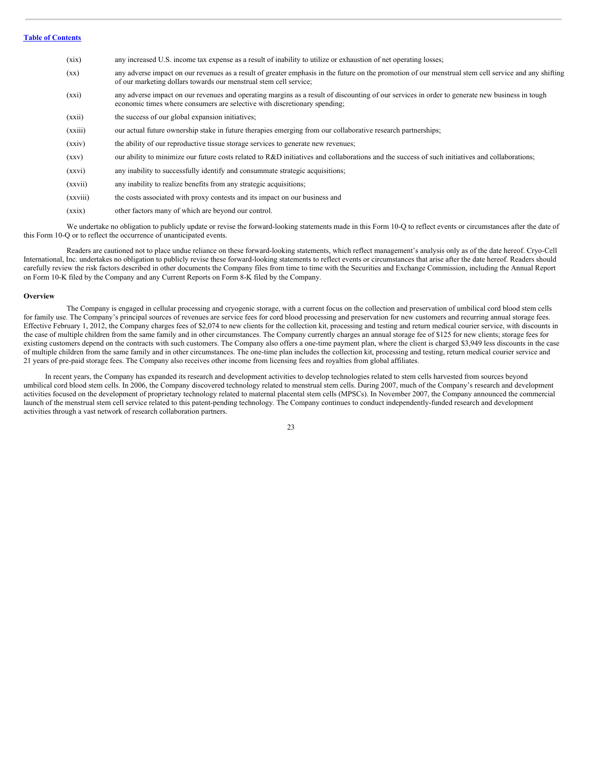(xix) any increased U.S. income tax expense as a result of inability to utilize or exhaustion of net operating losses;

(xx) any adverse impact on our revenues as a result of greater emphasis in the future on the promotion of our menstrual stem cell service and any shifting of our marketing dollars towards our menstrual stem cell service;

(xxi) any adverse impact on our revenues and operating margins as a result of discounting of our services in order to generate new business in tough economic times where consumers are selective with discretionary spending;

(xxii) the success of our global expansion initiatives;

(xxiii) our actual future ownership stake in future therapies emerging from our collaborative research partnerships;

(xxiv) the ability of our reproductive tissue storage services to generate new revenues;

(xxv) our ability to minimize our future costs related to R&D initiatives and collaborations and the success of such initiatives and collaborations;

(xxvi) any inability to successfully identify and consummate strategic acquisitions;

(xxvii) any inability to realize benefits from any strategic acquisitions;

(xxviii) the costs associated with proxy contests and its impact on our business and

(xxix) other factors many of which are beyond our control.

We undertake no obligation to publicly update or revise the forward-looking statements made in this Form 10-Q to reflect events or circumstances after the date of this Form 10-Q or to reflect the occurrence of unanticipated events.

Readers are cautioned not to place undue reliance on these forward-looking statements, which reflect management's analysis only as of the date hereof. Cryo-Cell International, Inc. undertakes no obligation to publicly revise these forward-looking statements to reflect events or circumstances that arise after the date hereof. Readers should carefully review the risk factors described in other documents the Company files from time to time with the Securities and Exchange Commission, including the Annual Report on Form 10-K filed by the Company and any Current Reports on Form 8-K filed by the Company.

**Overview**

The Company is engaged in cellular processing and cryogenic storage, with a current focus on the collection and preservation of umbilical cord blood stem cells for family use. The Company's principal sources of revenues are service fees for cord blood processing and preservation for new customers and recurring annual storage fees. Effective February 1, 2012, the Company charges fees of $2,074 to new clients for the collection kit, processing and testing and return medical courier service, with discounts in the case of multiple children from the same family and in other circumstances. The Company currently charges an annual storage fee of $125 for new clients; storage fees for existing customers depend on the contracts with such customers. The Company also offers a one-time payment plan, where the client is charged $3,949 less discounts in the case of multiple children from the same family and in other circumstances. The one-time plan includes the collection kit, processing and testing, return medical courier service and 21 years of pre-paid storage fees. The Company also receives other income from licensing fees and royalties from global affiliates.

In recent years, the Company has expanded its research and development activities to develop technologies related to stem cells harvested from sources beyond umbilical cord blood stem cells. In 2006, the Company discovered technology related to menstrual stem cells. During 2007, much of the Company's research and development activities focused on the development of proprietary technology related to maternal placental stem cells (MPSCs). In November 2007, the Company announced the commercial launch of the menstrual stem cell service related to this patent-pending technology. The Company continues to conduct independently-funded research and development activities through a vast network of research collaboration partners.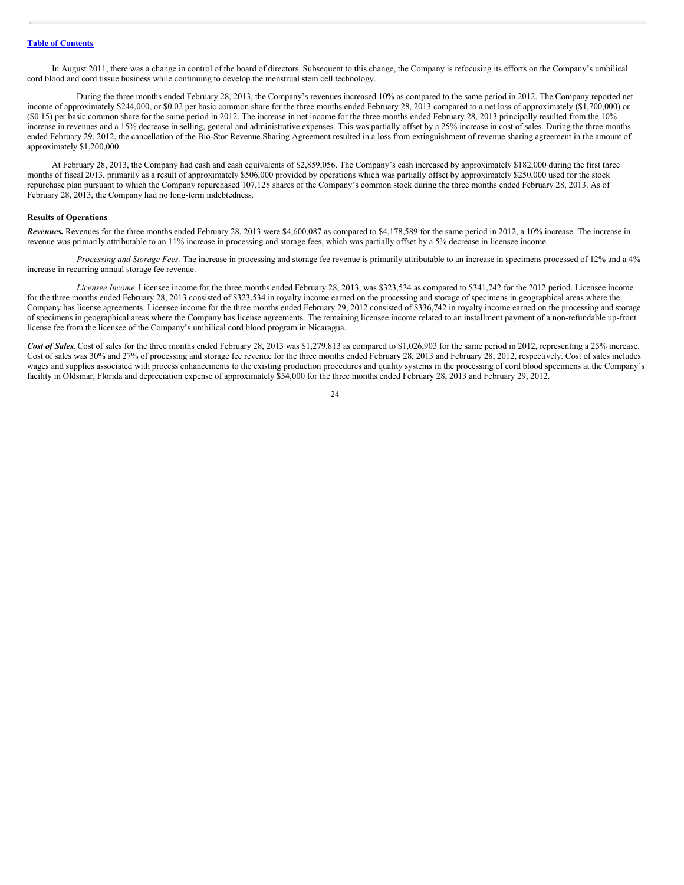[Table of Contents](#)

In August 2011, there was a change in control of the board of directors. Subsequent to this change, the Company is refocusing its efforts on the Company's umbilical cord blood and cord tissue business while continuing to develop the menstrual stem cell technology.

During the three months ended February 28, 2013, the Company's revenues increased 10% as compared to the same period in 2012. The Company reported net income of approximately $244,000, or $0.02 per basic common share for the three months ended February 28, 2013 compared to a net loss of approximately ($1,700,000) or ($0.15) per basic common share for the same period in 2012. The increase in net income for the three months ended February 28, 2013 principally resulted from the 10% increase in revenues and a 15% decrease in selling, general and administrative expenses. This was partially offset by a 25% increase in cost of sales. During the three months ended February 29, 2012, the cancellation of the Bio-Stor Revenue Sharing Agreement resulted in a loss from extinguishment of revenue sharing agreement in the amount of approximately $1,200,000.

At February 28, 2013, the Company had cash and cash equivalents of $2,859,056. The Company's cash increased by approximately $182,000 during the first three months of fiscal 2013, primarily as a result of approximately $506,000 provided by operations which was partially offset by approximately $250,000 used for the stock repurchase plan pursuant to which the Company repurchased 107,128 shares of the Company's common stock during the three months ended February 28, 2013. As of February 28, 2013, the Company had no long-term indebtedness.

**Results of Operations**

***Revenues.*** Revenues for the three months ended February 28, 2013 were $4,600,087 as compared to $4,178,589 for the same period in 2012, a 10% increase. The increase in revenue was primarily attributable to an 11% increase in processing and storage fees, which was partially offset by a 5% decrease in licensee income.

*Processing and Storage Fees.* The increase in processing and storage fee revenue is primarily attributable to an increase in specimens processed of 12% and a 4% increase in recurring annual storage fee revenue.

*Licensee Income.* Licensee income for the three months ended February 28, 2013, was $323,534 as compared to $341,742 for the 2012 period. Licensee income for the three months ended February 28, 2013 consisted of $323,534 in royalty income earned on the processing and storage of specimens in geographical areas where the Company has license agreements. Licensee income for the three months ended February 29, 2012 consisted of $336,742 in royalty income earned on the processing and storage of specimens in geographical areas where the Company has license agreements. The remaining licensee income related to an installment payment of a non-refundable up-front license fee from the licensee of the Company's umbilical cord blood program in Nicaragua.

***Cost of Sales.*** Cost of sales for the three months ended February 28, 2013 was $1,279,813 as compared to $1,026,903 for the same period in 2012, representing a 25% increase. Cost of sales was 30% and 27% of processing and storage fee revenue for the three months ended February 28, 2013 and February 28, 2012, respectively. Cost of sales includes wages and supplies associated with process enhancements to the existing production procedures and quality systems in the processing of cord blood specimens at the Company's facility in Oldsmar, Florida and depreciation expense of approximately $54,000 for the three months ended February 28, 2013 and February 29, 2012.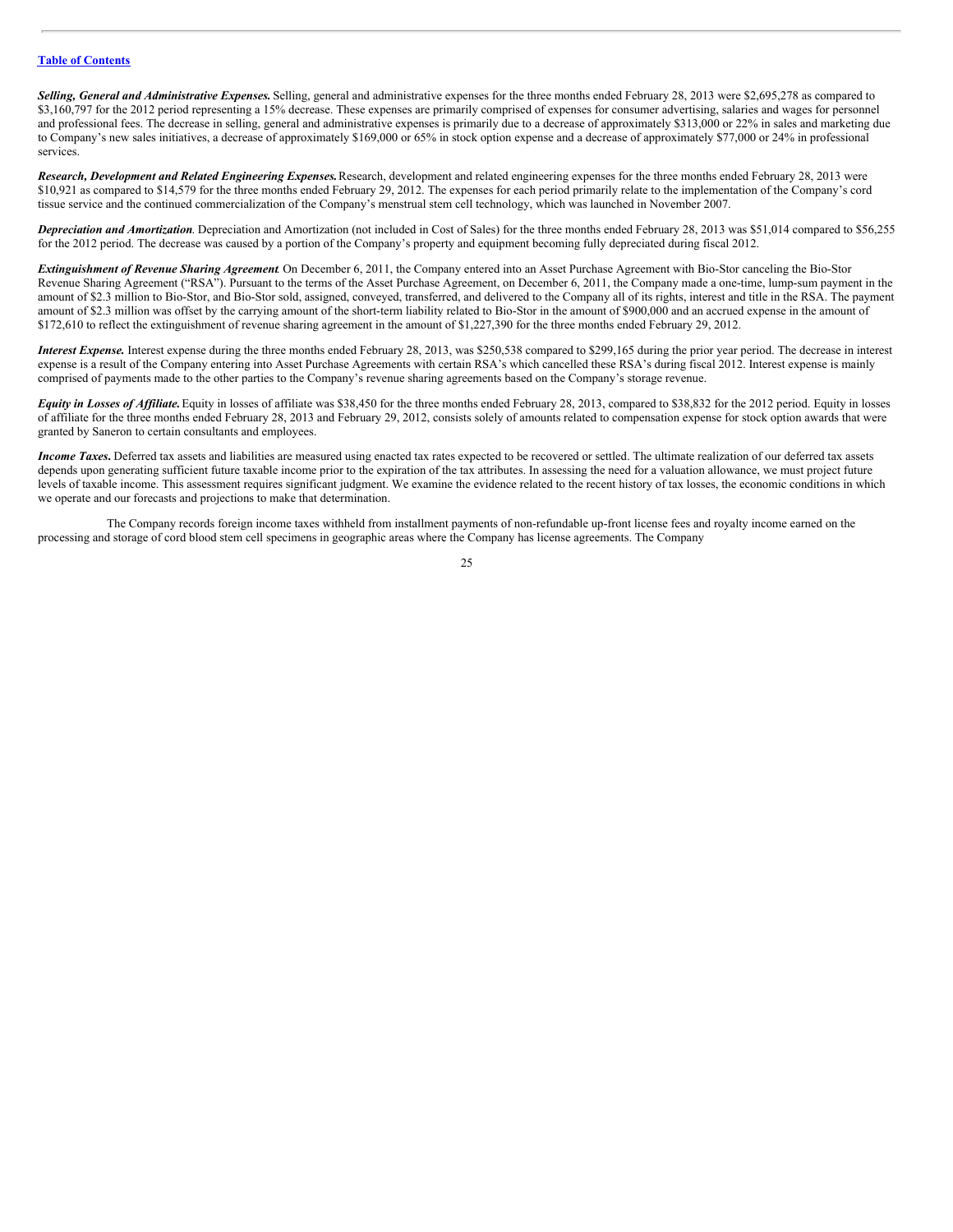[Table of Contents](#)

***Selling, General and Administrative Expenses.*** Selling, general and administrative expenses for the three months ended February 28, 2013 were $2,695,278 as compared to $3,160,797 for the 2012 period representing a 15% decrease. These expenses are primarily comprised of expenses for consumer advertising, salaries and wages for personnel and professional fees. The decrease in selling, general and administrative expenses is primarily due to a decrease of approximately $313,000 or 22% in sales and marketing due to Company's new sales initiatives, a decrease of approximately $169,000 or 65% in stock option expense and a decrease of approximately $77,000 or 24% in professional services.

***Research, Development and Related Engineering Expenses.*** Research, development and related engineering expenses for the three months ended February 28, 2013 were $10,921 as compared to $14,579 for the three months ended February 29, 2012. The expenses for each period primarily relate to the implementation of the Company's cord tissue service and the continued commercialization of the Company's menstrual stem cell technology, which was launched in November 2007.

***Depreciation and Amortization*.** Depreciation and Amortization (not included in Cost of Sales) for the three months ended February 28, 2013 was $51,014 compared to $56,255 for the 2012 period. The decrease was caused by a portion of the Company's property and equipment becoming fully depreciated during fiscal 2012.

***Extinguishment of Revenue Sharing Agreement*.** On December 6, 2011, the Company entered into an Asset Purchase Agreement with Bio-Stor canceling the Bio-Stor Revenue Sharing Agreement ("RSA"). Pursuant to the terms of the Asset Purchase Agreement, on December 6, 2011, the Company made a one-time, lump-sum payment in the amount of $2.3 million to Bio-Stor, and Bio-Stor sold, assigned, conveyed, transferred, and delivered to the Company all of its rights, interest and title in the RSA. The payment amount of $2.3 million was offset by the carrying amount of the short-term liability related to Bio-Stor in the amount of $900,000 and an accrued expense in the amount of $172,610 to reflect the extinguishment of revenue sharing agreement in the amount of $1,227,390 for the three months ended February 29, 2012.

***Interest Expense.*** Interest expense during the three months ended February 28, 2013, was $250,538 compared to $299,165 during the prior year period. The decrease in interest expense is a result of the Company entering into Asset Purchase Agreements with certain RSA's which cancelled these RSA's during fiscal 2012. Interest expense is mainly comprised of payments made to the other parties to the Company's revenue sharing agreements based on the Company's storage revenue.

***Equity in Losses of Affiliate.*** Equity in losses of affiliate was $38,450 for the three months ended February 28, 2013, compared to $38,832 for the 2012 period. Equity in losses of affiliate for the three months ended February 28, 2013 and February 29, 2012, consists solely of amounts related to compensation expense for stock option awards that were granted by Saneron to certain consultants and employees.

***Income Taxes.*** Deferred tax assets and liabilities are measured using enacted tax rates expected to be recovered or settled. The ultimate realization of our deferred tax assets depends upon generating sufficient future taxable income prior to the expiration of the tax attributes. In assessing the need for a valuation allowance, we must project future levels of taxable income. This assessment requires significant judgment. We examine the evidence related to the recent history of tax losses, the economic conditions in which we operate and our forecasts and projections to make that determination.

The Company records foreign income taxes withheld from installment payments of non-refundable up-front license fees and royalty income earned on the processing and storage of cord blood stem cell specimens in geographic areas where the Company has license agreements. The Company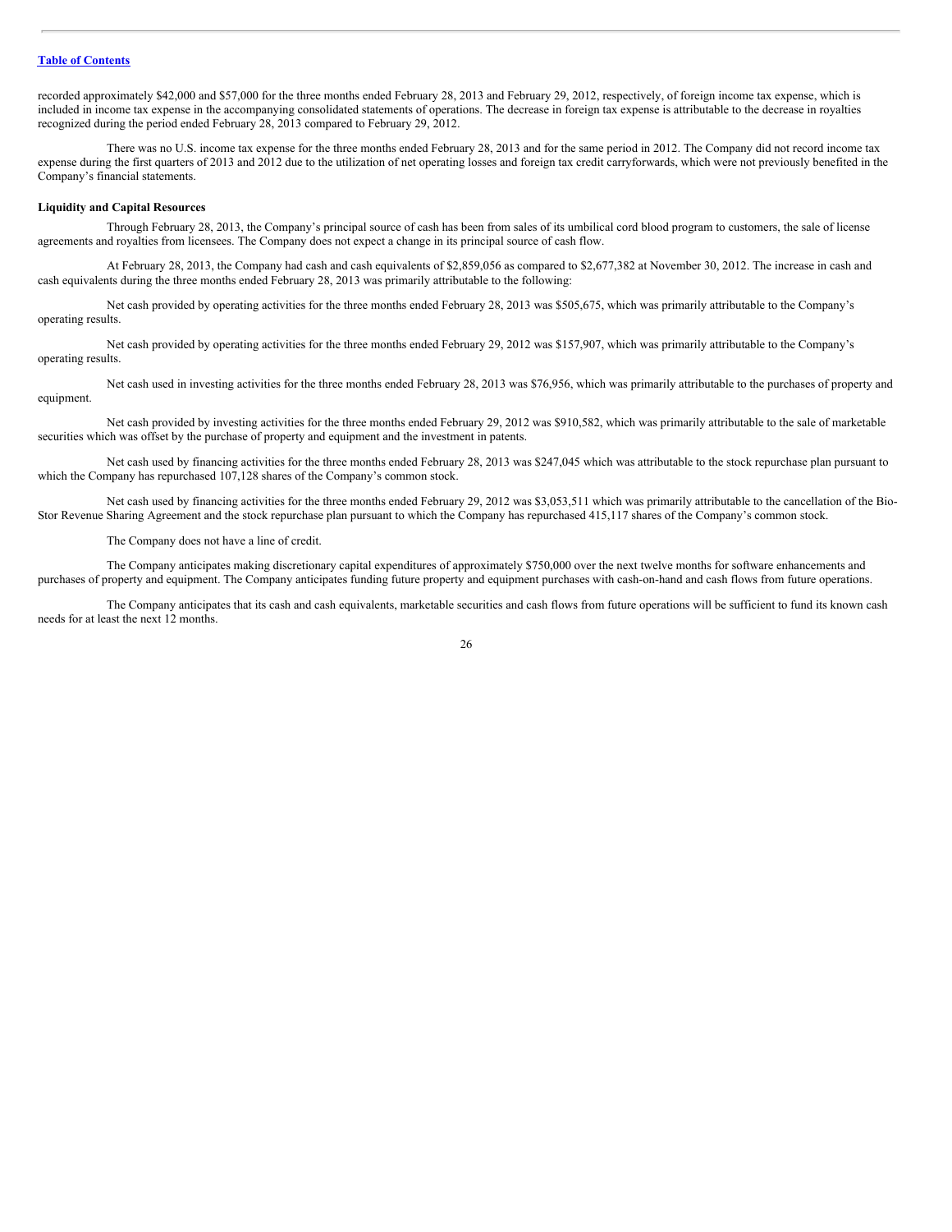recorded approximately $42,000 and $57,000 for the three months ended February 28, 2013 and February 29, 2012, respectively, of foreign income tax expense, which is included in income tax expense in the accompanying consolidated statements of operations. The decrease in foreign tax expense is attributable to the decrease in royalties recognized during the period ended February 28, 2013 compared to February 29, 2012.

There was no U.S. income tax expense for the three months ended February 28, 2013 and for the same period in 2012. The Company did not record income tax expense during the first quarters of 2013 and 2012 due to the utilization of net operating losses and foreign tax credit carryforwards, which were not previously benefited in the Company's financial statements.

**Liquidity and Capital Resources**

Through February 28, 2013, the Company's principal source of cash has been from sales of its umbilical cord blood program to customers, the sale of license agreements and royalties from licensees. The Company does not expect a change in its principal source of cash flow.

At February 28, 2013, the Company had cash and cash equivalents of $2,859,056 as compared to $2,677,382 at November 30, 2012. The increase in cash and cash equivalents during the three months ended February 28, 2013 was primarily attributable to the following:

Net cash provided by operating activities for the three months ended February 28, 2013 was $505,675, which was primarily attributable to the Company's operating results.

Net cash provided by operating activities for the three months ended February 29, 2012 was $157,907, which was primarily attributable to the Company's operating results.

Net cash used in investing activities for the three months ended February 28, 2013 was $76,956, which was primarily attributable to the purchases of property and equipment.

Net cash provided by investing activities for the three months ended February 29, 2012 was $910,582, which was primarily attributable to the sale of marketable securities which was offset by the purchase of property and equipment and the investment in patents.

Net cash used by financing activities for the three months ended February 28, 2013 was $247,045 which was attributable to the stock repurchase plan pursuant to which the Company has repurchased 107,128 shares of the Company's common stock.

Net cash used by financing activities for the three months ended February 29, 2012 was $3,053,511 which was primarily attributable to the cancellation of the Bio-Stor Revenue Sharing Agreement and the stock repurchase plan pursuant to which the Company has repurchased 415,117 shares of the Company's common stock.

The Company does not have a line of credit.

The Company anticipates making discretionary capital expenditures of approximately $750,000 over the next twelve months for software enhancements and purchases of property and equipment. The Company anticipates funding future property and equipment purchases with cash-on-hand and cash flows from future operations.

The Company anticipates that its cash and cash equivalents, marketable securities and cash flows from future operations will be sufficient to fund its known cash needs for at least the next 12 months.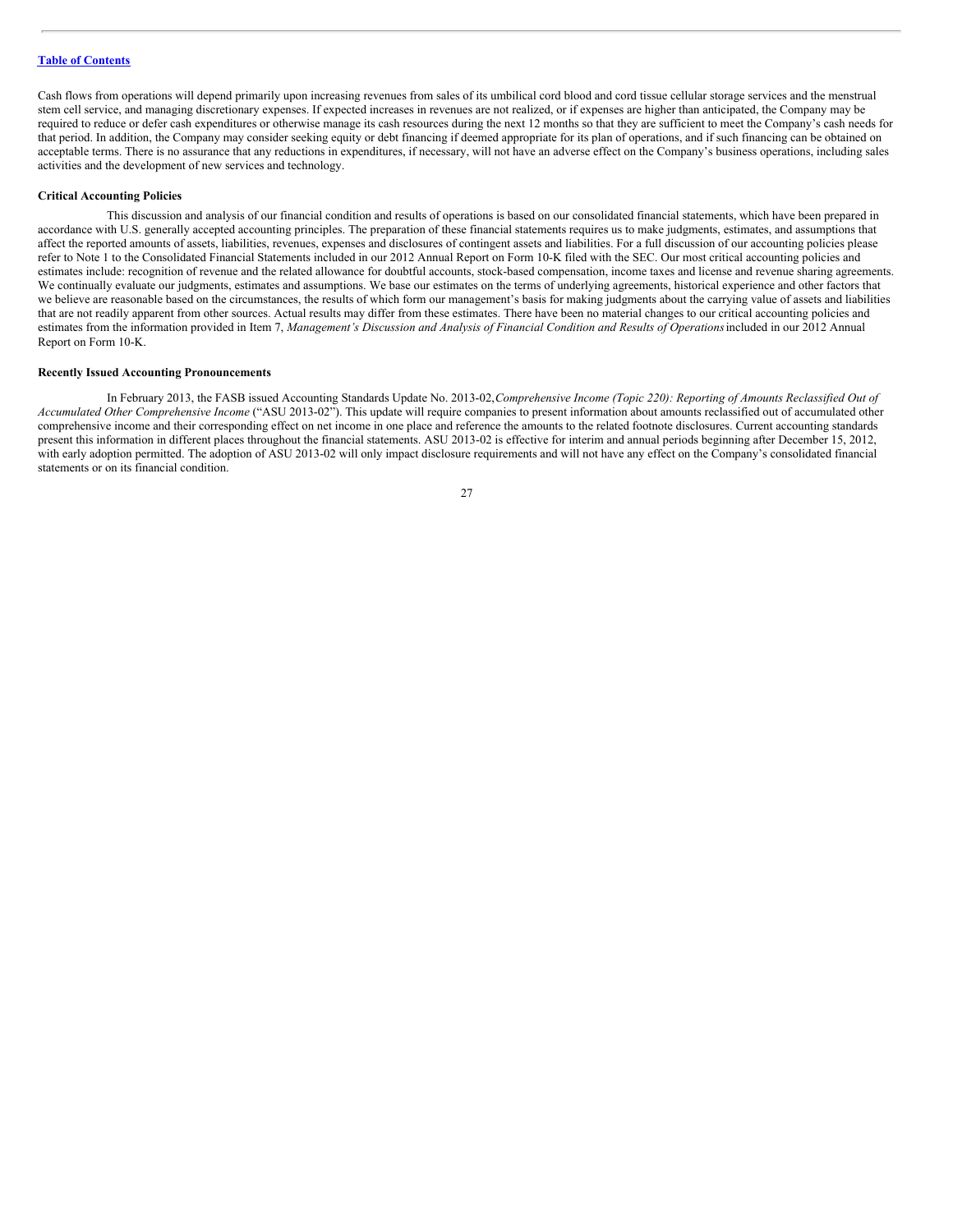Cash flows from operations will depend primarily upon increasing revenues from sales of its umbilical cord blood and cord tissue cellular storage services and the menstrual stem cell service, and managing discretionary expenses. If expected increases in revenues are not realized, or if expenses are higher than anticipated, the Company may be required to reduce or defer cash expenditures or otherwise manage its cash resources during the next 12 months so that they are sufficient to meet the Company's cash needs for that period. In addition, the Company may consider seeking equity or debt financing if deemed appropriate for its plan of operations, and if such financing can be obtained on acceptable terms. There is no assurance that any reductions in expenditures, if necessary, will not have an adverse effect on the Company's business operations, including sales activities and the development of new services and technology.

**Critical Accounting Policies**

This discussion and analysis of our financial condition and results of operations is based on our consolidated financial statements, which have been prepared in accordance with U.S. generally accepted accounting principles. The preparation of these financial statements requires us to make judgments, estimates, and assumptions that affect the reported amounts of assets, liabilities, revenues, expenses and disclosures of contingent assets and liabilities. For a full discussion of our accounting policies please refer to Note 1 to the Consolidated Financial Statements included in our 2012 Annual Report on Form 10-K filed with the SEC. Our most critical accounting policies and estimates include: recognition of revenue and the related allowance for doubtful accounts, stock-based compensation, income taxes and license and revenue sharing agreements. We continually evaluate our judgments, estimates and assumptions. We base our estimates on the terms of underlying agreements, historical experience and other factors that we believe are reasonable based on the circumstances, the results of which form our management's basis for making judgments about the carrying value of assets and liabilities that are not readily apparent from other sources. Actual results may differ from these estimates. There have been no material changes to our critical accounting policies and estimates from the information provided in Item 7, *Management's Discussion and Analysis of Financial Condition and Results of Operations* included in our 2012 Annual Report on Form 10-K.

**Recently Issued Accounting Pronouncements**

In February 2013, the FASB issued Accounting Standards Update No. 2013-02, *Comprehensive Income (Topic 220): Reporting of Amounts Reclassified Out of Accumulated Other Comprehensive Income* ("ASU 2013-02"). This update will require companies to present information about amounts reclassified out of accumulated other comprehensive income and their corresponding effect on net income in one place and reference the amounts to the related footnote disclosures. Current accounting standards present this information in different places throughout the financial statements. ASU 2013-02 is effective for interim and annual periods beginning after December 15, 2012, with early adoption permitted. The adoption of ASU 2013-02 will only impact disclosure requirements and will not have any effect on the Company's consolidated financial statements or on its financial condition.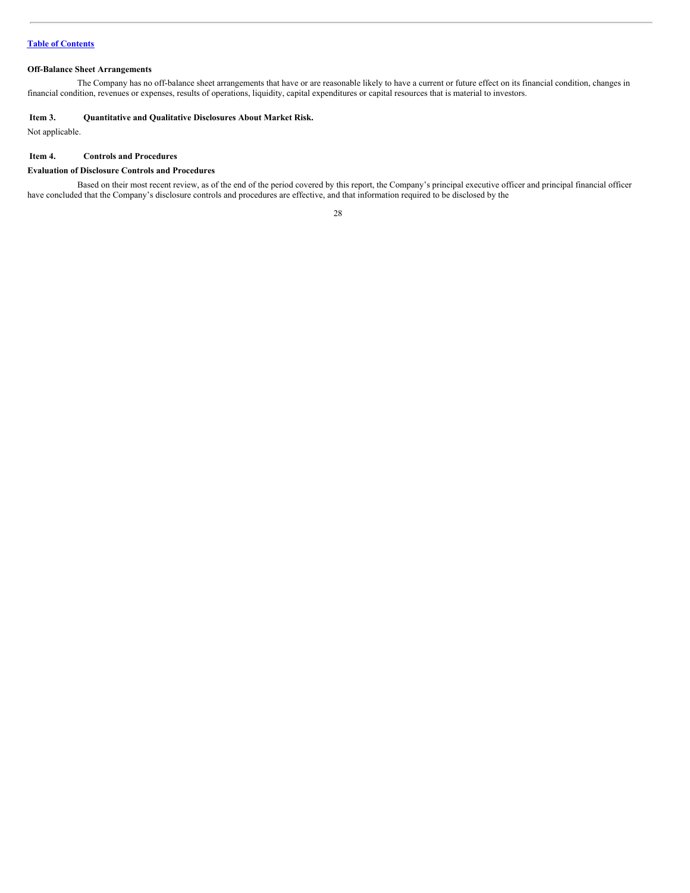[Table of Contents](#)

**Off-Balance Sheet Arrangements**

The Company has no off-balance sheet arrangements that have or are reasonable likely to have a current or future effect on its financial condition, changes in financial condition, revenues or expenses, results of operations, liquidity, capital expenditures or capital resources that is material to investors.

**Item 3. Quantitative and Qualitative Disclosures About Market Risk.**

Not applicable.

**Item 4. Controls and Procedures**

**Evaluation of Disclosure Controls and Procedures**

Based on their most recent review, as of the end of the period covered by this report, the Company's principal executive officer and principal financial officer have concluded that the Company's disclosure controls and procedures are effective, and that information required to be disclosed by the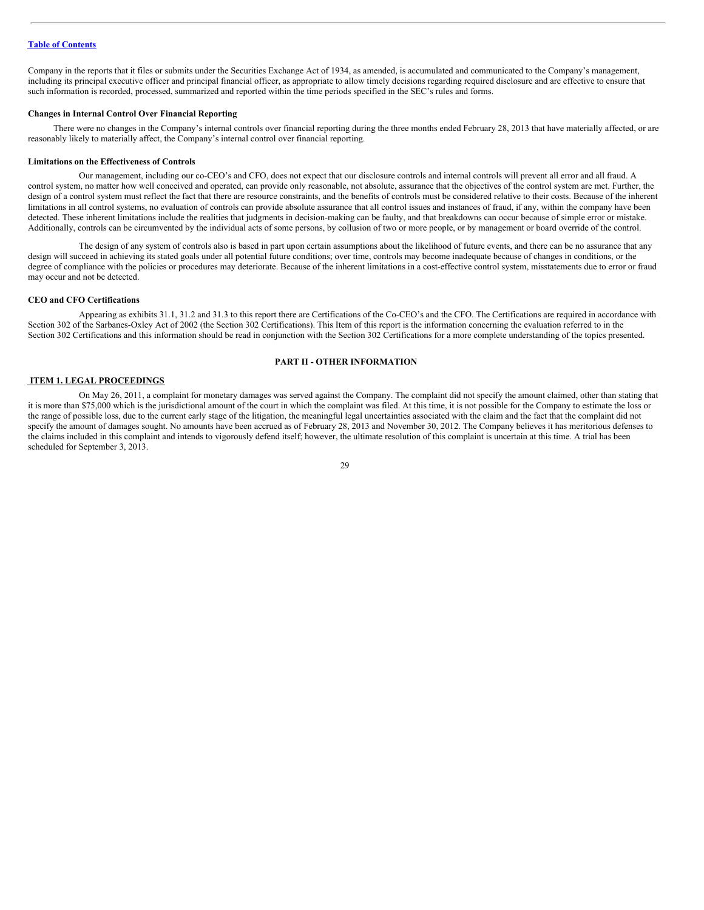Company in the reports that it files or submits under the Securities Exchange Act of 1934, as amended, is accumulated and communicated to the Company's management, including its principal executive officer and principal financial officer, as appropriate to allow timely decisions regarding required disclosure and are effective to ensure that such information is recorded, processed, summarized and reported within the time periods specified in the SEC's rules and forms.

**Changes in Internal Control Over Financial Reporting**

There were no changes in the Company's internal controls over financial reporting during the three months ended February 28, 2013 that have materially affected, or are reasonably likely to materially affect, the Company's internal control over financial reporting.

**Limitations on the Effectiveness of Controls**

Our management, including our co-CEO's and CFO, does not expect that our disclosure controls and internal controls will prevent all error and all fraud. A control system, no matter how well conceived and operated, can provide only reasonable, not absolute, assurance that the objectives of the control system are met. Further, the design of a control system must reflect the fact that there are resource constraints, and the benefits of controls must be considered relative to their costs. Because of the inherent limitations in all control systems, no evaluation of controls can provide absolute assurance that all control issues and instances of fraud, if any, within the company have been detected. These inherent limitations include the realities that judgments in decision-making can be faulty, and that breakdowns can occur because of simple error or mistake. Additionally, controls can be circumvented by the individual acts of some persons, by collusion of two or more people, or by management or board override of the control.

The design of any system of controls also is based in part upon certain assumptions about the likelihood of future events, and there can be no assurance that any design will succeed in achieving its stated goals under all potential future conditions; over time, controls may become inadequate because of changes in conditions, or the degree of compliance with the policies or procedures may deteriorate. Because of the inherent limitations in a cost-effective control system, misstatements due to error or fraud may occur and not be detected.

**CEO and CFO Certifications**

Appearing as exhibits 31.1, 31.2 and 31.3 to this report there are Certifications of the Co-CEO's and the CFO. The Certifications are required in accordance with Section 302 of the Sarbanes-Oxley Act of 2002 (the Section 302 Certifications). This Item of this report is the information concerning the evaluation referred to in the Section 302 Certifications and this information should be read in conjunction with the Section 302 Certifications for a more complete understanding of the topics presented.

## PART II - OTHER INFORMATION

### ITEM 1. LEGAL PROCEEDINGS

On May 26, 2011, a complaint for monetary damages was served against the Company. The complaint did not specify the amount claimed, other than stating that it is more than $75,000 which is the jurisdictional amount of the court in which the complaint was filed. At this time, it is not possible for the Company to estimate the loss or the range of possible loss, due to the current early stage of the litigation, the meaningful legal uncertainties associated with the claim and the fact that the complaint did not specify the amount of damages sought. No amounts have been accrued as of February 28, 2013 and November 30, 2012. The Company believes it has meritorious defenses to the claims included in this complaint and intends to vigorously defend itself; however, the ultimate resolution of this complaint is uncertain at this time. A trial has been scheduled for September 3, 2013.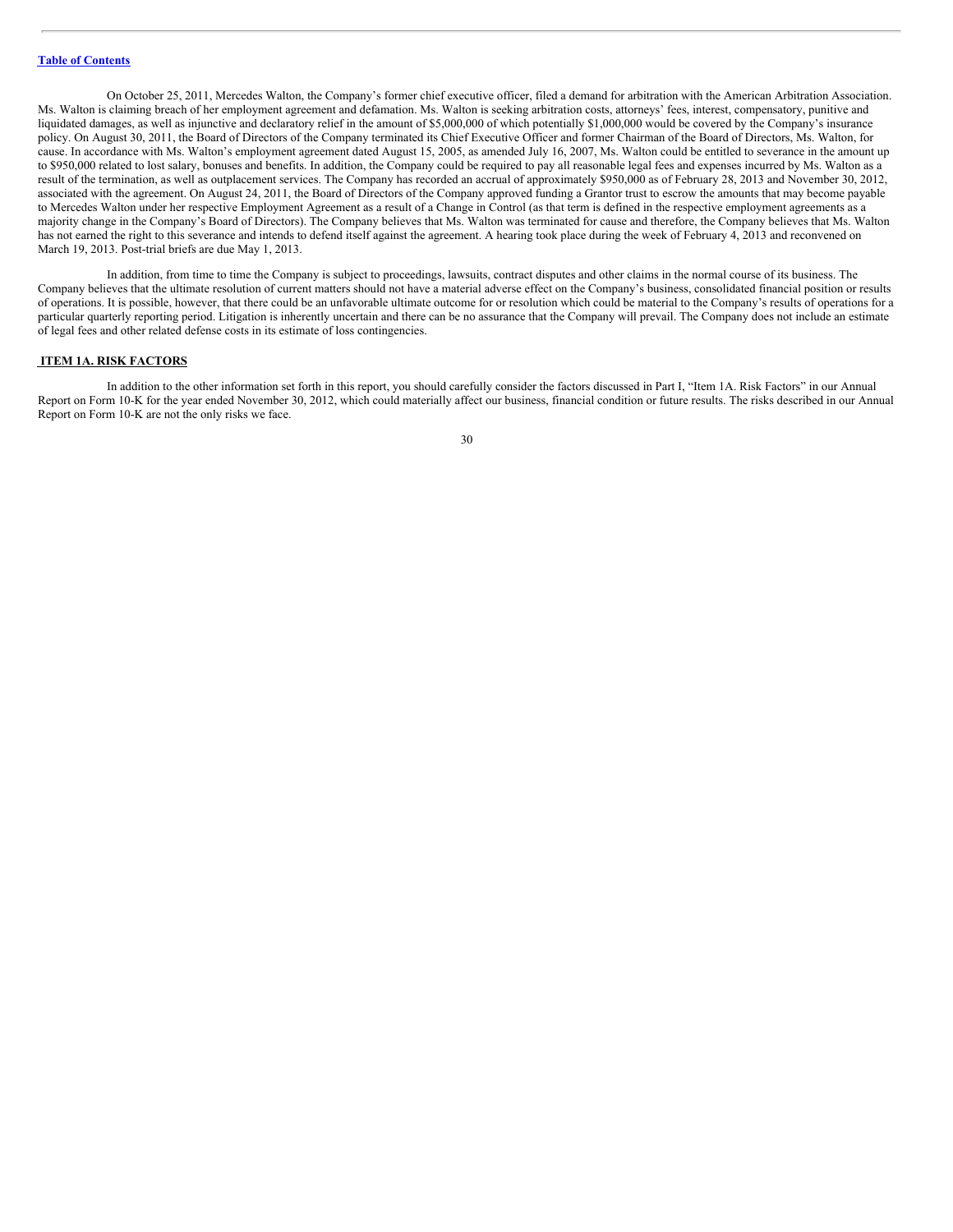On October 25, 2011, Mercedes Walton, the Company's former chief executive officer, filed a demand for arbitration with the American Arbitration Association. Ms. Walton is claiming breach of her employment agreement and defamation. Ms. Walton is seeking arbitration costs, attorneys' fees, interest, compensatory, punitive and liquidated damages, as well as injunctive and declaratory relief in the amount of $5,000,000 of which potentially $1,000,000 would be covered by the Company's insurance policy. On August 30, 2011, the Board of Directors of the Company terminated its Chief Executive Officer and former Chairman of the Board of Directors, Ms. Walton, for cause. In accordance with Ms. Walton's employment agreement dated August 15, 2005, as amended July 16, 2007, Ms. Walton could be entitled to severance in the amount up to $950,000 related to lost salary, bonuses and benefits. In addition, the Company could be required to pay all reasonable legal fees and expenses incurred by Ms. Walton as a result of the termination, as well as outplacement services. The Company has recorded an accrual of approximately $950,000 as of February 28, 2013 and November 30, 2012, associated with the agreement. On August 24, 2011, the Board of Directors of the Company approved funding a Grantor trust to escrow the amounts that may become payable to Mercedes Walton under her respective Employment Agreement as a result of a Change in Control (as that term is defined in the respective employment agreements as a majority change in the Company's Board of Directors). The Company believes that Ms. Walton was terminated for cause and therefore, the Company believes that Ms. Walton has not earned the right to this severance and intends to defend itself against the agreement. A hearing took place during the week of February 4, 2013 and reconvened on March 19, 2013. Post-trial briefs are due May 1, 2013.

In addition, from time to time the Company is subject to proceedings, lawsuits, contract disputes and other claims in the normal course of its business. The Company believes that the ultimate resolution of current matters should not have a material adverse effect on the Company's business, consolidated financial position or results of operations. It is possible, however, that there could be an unfavorable ultimate outcome for or resolution which could be material to the Company's results of operations for a particular quarterly reporting period. Litigation is inherently uncertain and there can be no assurance that the Company will prevail. The Company does not include an estimate of legal fees and other related defense costs in its estimate of loss contingencies.

## ITEM 1A. RISK FACTORS

In addition to the other information set forth in this report, you should carefully consider the factors discussed in Part I, "Item 1A. Risk Factors" in our Annual Report on Form 10-K for the year ended November 30, 2012, which could materially affect our business, financial condition or future results. The risks described in our Annual Report on Form 10-K are not the only risks we face.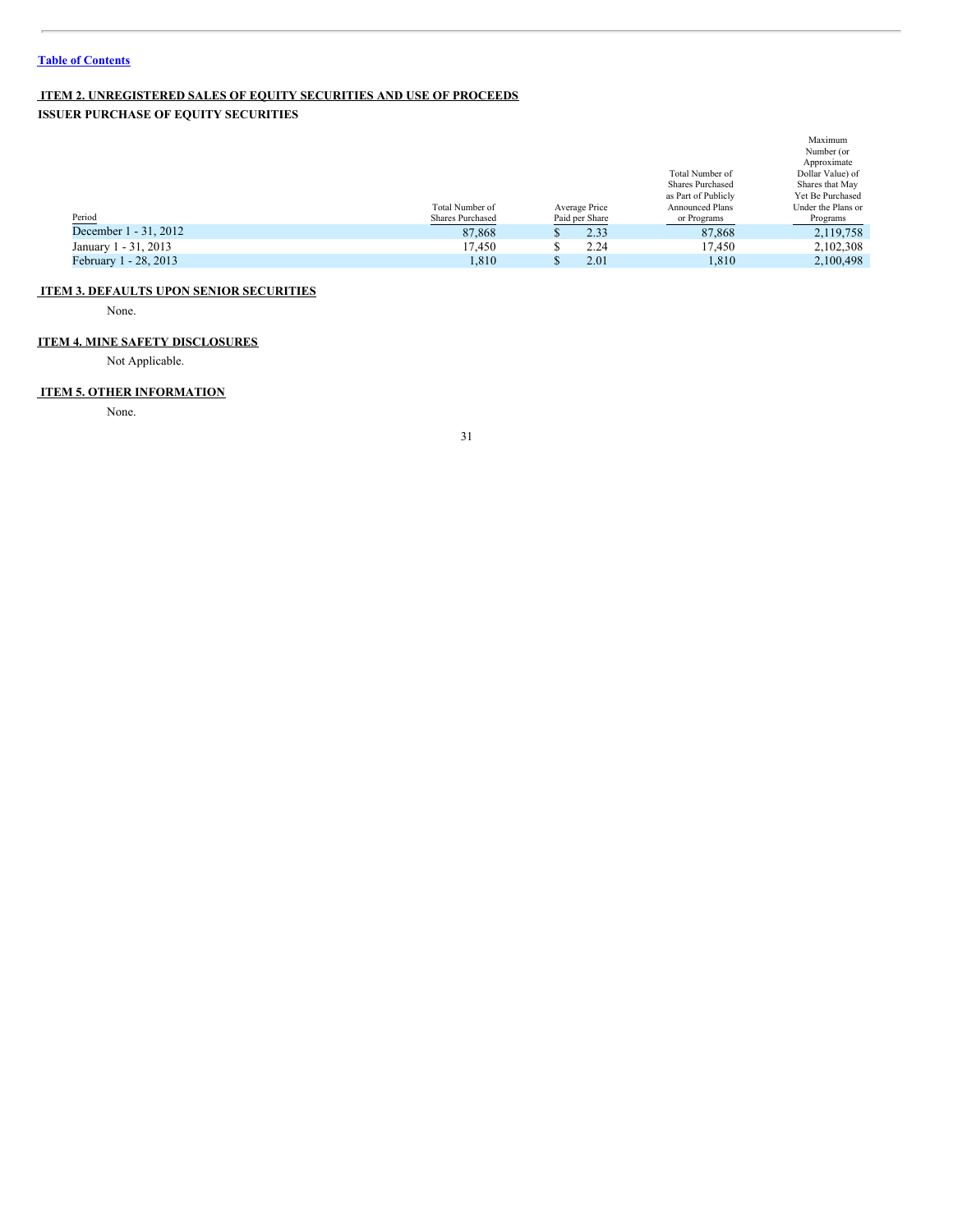[Table of Contents](#)

## ITEM 2. UNREGISTERED SALES OF EQUITY SECURITIES AND USE OF PROCEEDS

**ISSUER PURCHASE OF EQUITY SECURITIES**

| Period | Total Number of Shares Purchased | Average Price Paid per Share | Total Number of Shares Purchased as Part of Publicly Announced Plans or Programs | Maximum Number (or Approximate Dollar Value) of Shares that May Yet Be Purchased Under the Plans or Programs |
|---|---|---|---|---|
| December 1 - 31, 2012 | 87,868 | $ 2.33 | 87,868 | 2,119,758 |
| January 1 - 31, 2013 | 17,450 | $ 2.24 | 17,450 | 2,102,308 |
| February 1 - 28, 2013 | 1,810 | $ 2.01 | 1,810 | 2,100,498 |

## ITEM 3. DEFAULTS UPON SENIOR SECURITIES

None.

## ITEM 4. MINE SAFETY DISCLOSURES

Not Applicable.

## ITEM 5. OTHER INFORMATION

None.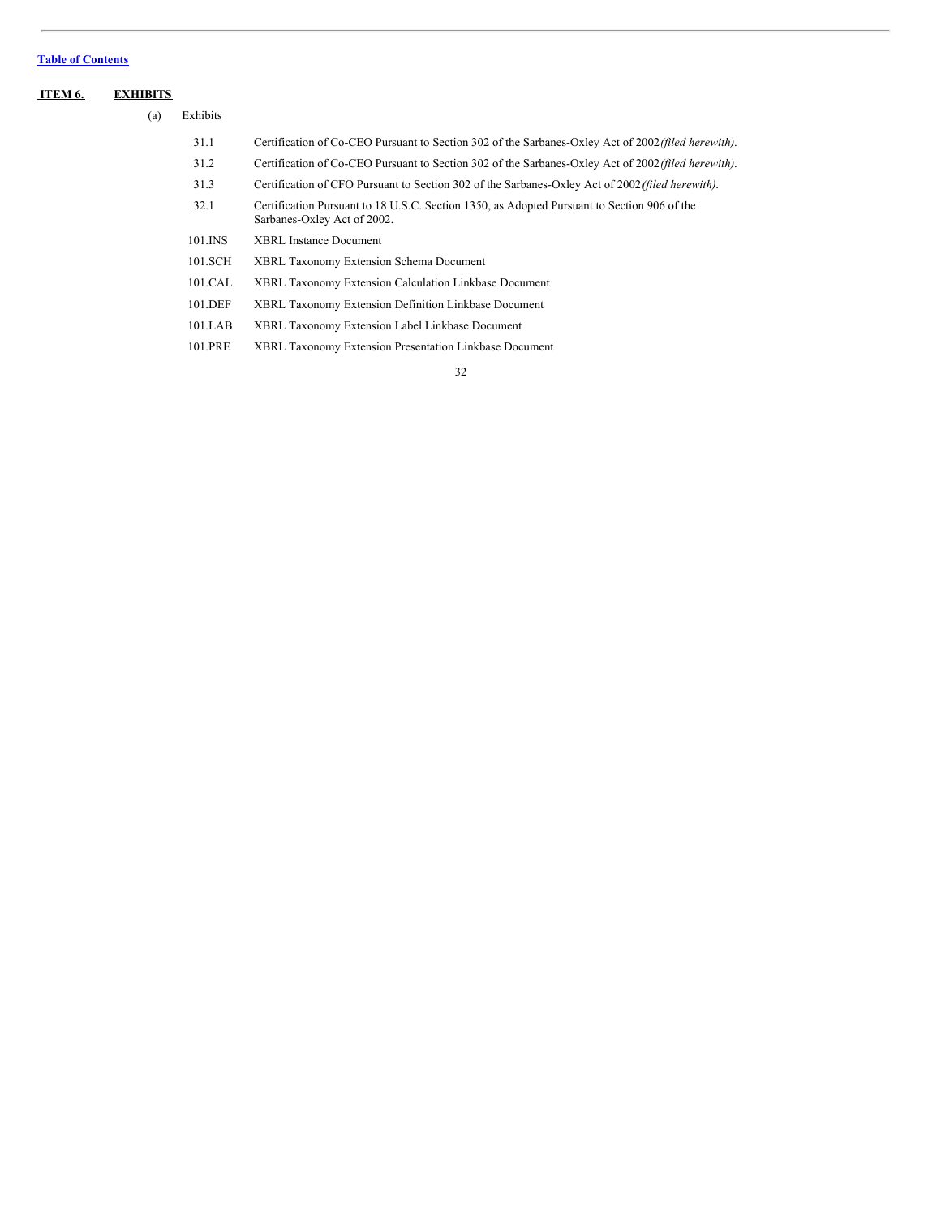[Table of Contents](#)

## ITEM 6. EXHIBITS

(a) Exhibits

| | |
|---|---|
| 31.1 | Certification of Co-CEO Pursuant to Section 302 of the Sarbanes-Oxley Act of 2002 *(filed herewith).* |
| 31.2 | Certification of Co-CEO Pursuant to Section 302 of the Sarbanes-Oxley Act of 2002 *(filed herewith).* |
| 31.3 | Certification of CFO Pursuant to Section 302 of the Sarbanes-Oxley Act of 2002 *(filed herewith).* |
| 32.1 | Certification Pursuant to 18 U.S.C. Section 1350, as Adopted Pursuant to Section 906 of the Sarbanes-Oxley Act of 2002. |
| 101.INS | XBRL Instance Document |
| 101.SCH | XBRL Taxonomy Extension Schema Document |
| 101.CAL | XBRL Taxonomy Extension Calculation Linkbase Document |
| 101.DEF | XBRL Taxonomy Extension Definition Linkbase Document |
| 101.LAB | XBRL Taxonomy Extension Label Linkbase Document |
| 101.PRE | XBRL Taxonomy Extension Presentation Linkbase Document |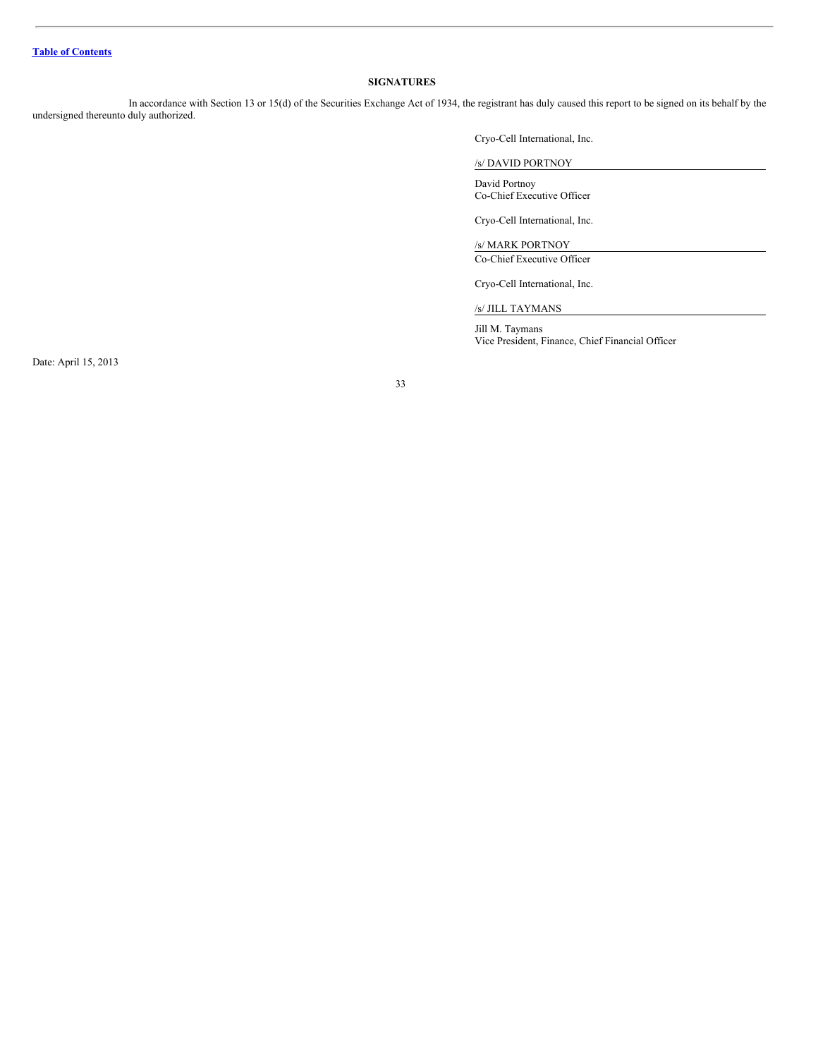[Table of Contents](#)

## SIGNATURES

In accordance with Section 13 or 15(d) of the Securities Exchange Act of 1934, the registrant has duly caused this report to be signed on its behalf by the undersigned thereunto duly authorized.

Cryo-Cell International, Inc.

/s/ DAVID PORTNOY

David Portnoy
Co-Chief Executive Officer

Cryo-Cell International, Inc.

/s/ MARK PORTNOY
Co-Chief Executive Officer

Cryo-Cell International, Inc.

/s/ JILL TAYMANS

Jill M. Taymans
Vice President, Finance, Chief Financial Officer

Date: April 15, 2013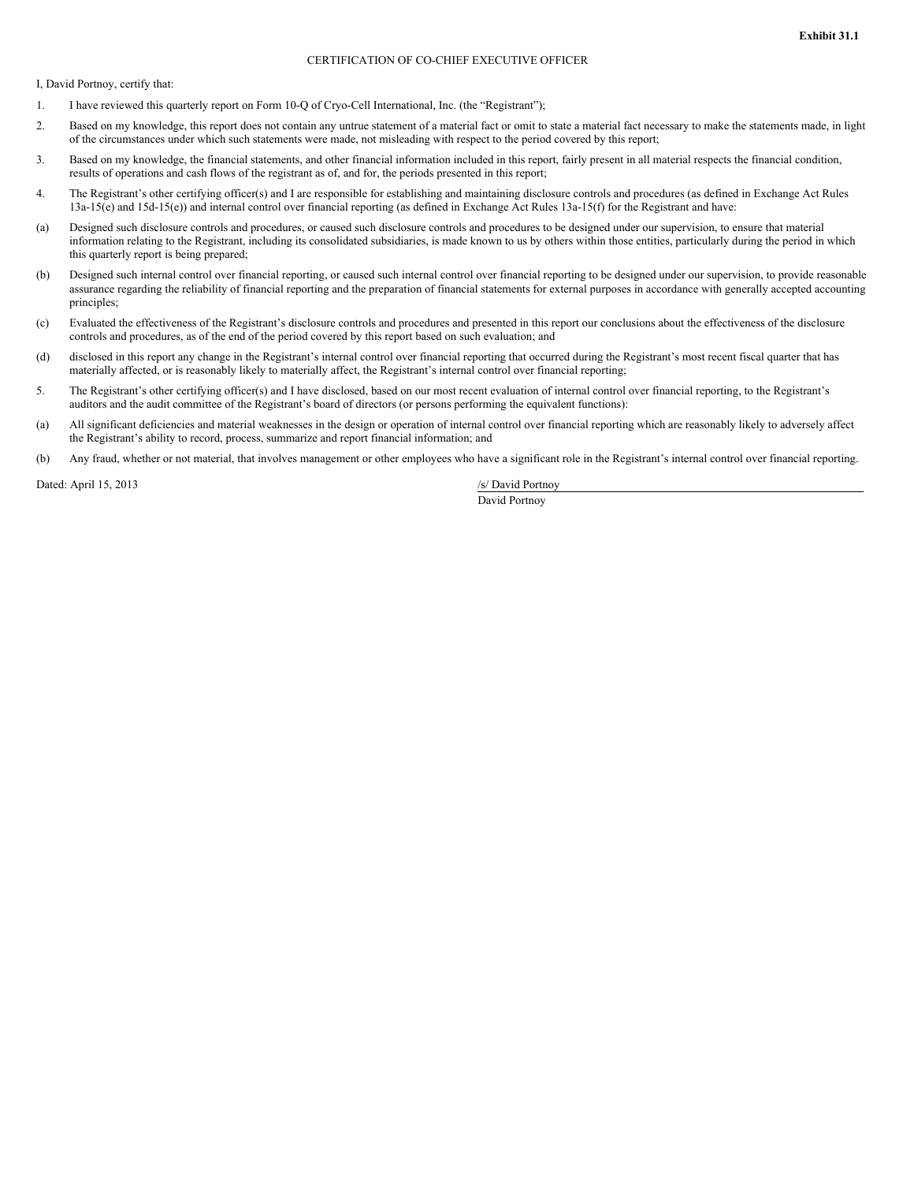**Exhibit 31.1**

CERTIFICATION OF CO-CHIEF EXECUTIVE OFFICER

I, David Portnoy, certify that:

1. I have reviewed this quarterly report on Form 10-Q of Cryo-Cell International, Inc. (the "Registrant");

2. Based on my knowledge, this report does not contain any untrue statement of a material fact or omit to state a material fact necessary to make the statements made, in light of the circumstances under which such statements were made, not misleading with respect to the period covered by this report;

3. Based on my knowledge, the financial statements, and other financial information included in this report, fairly present in all material respects the financial condition, results of operations and cash flows of the registrant as of, and for, the periods presented in this report;

4. The Registrant's other certifying officer(s) and I are responsible for establishing and maintaining disclosure controls and procedures (as defined in Exchange Act Rules 13a-15(e) and 15d-15(e)) and internal control over financial reporting (as defined in Exchange Act Rules 13a-15(f) for the Registrant and have:

(a) Designed such disclosure controls and procedures, or caused such disclosure controls and procedures to be designed under our supervision, to ensure that material information relating to the Registrant, including its consolidated subsidiaries, is made known to us by others within those entities, particularly during the period in which this quarterly report is being prepared;

(b) Designed such internal control over financial reporting, or caused such internal control over financial reporting to be designed under our supervision, to provide reasonable assurance regarding the reliability of financial reporting and the preparation of financial statements for external purposes in accordance with generally accepted accounting principles;

(c) Evaluated the effectiveness of the Registrant's disclosure controls and procedures and presented in this report our conclusions about the effectiveness of the disclosure controls and procedures, as of the end of the period covered by this report based on such evaluation; and

(d) disclosed in this report any change in the Registrant's internal control over financial reporting that occurred during the Registrant's most recent fiscal quarter that has materially affected, or is reasonably likely to materially affect, the Registrant's internal control over financial reporting;

5. The Registrant's other certifying officer(s) and I have disclosed, based on our most recent evaluation of internal control over financial reporting, to the Registrant's auditors and the audit committee of the Registrant's board of directors (or persons performing the equivalent functions):

(a) All significant deficiencies and material weaknesses in the design or operation of internal control over financial reporting which are reasonably likely to adversely affect the Registrant's ability to record, process, summarize and report financial information; and

(b) Any fraud, whether or not material, that involves management or other employees who have a significant role in the Registrant's internal control over financial reporting.

Dated: April 15, 2013

/s/ David Portnoy

David Portnoy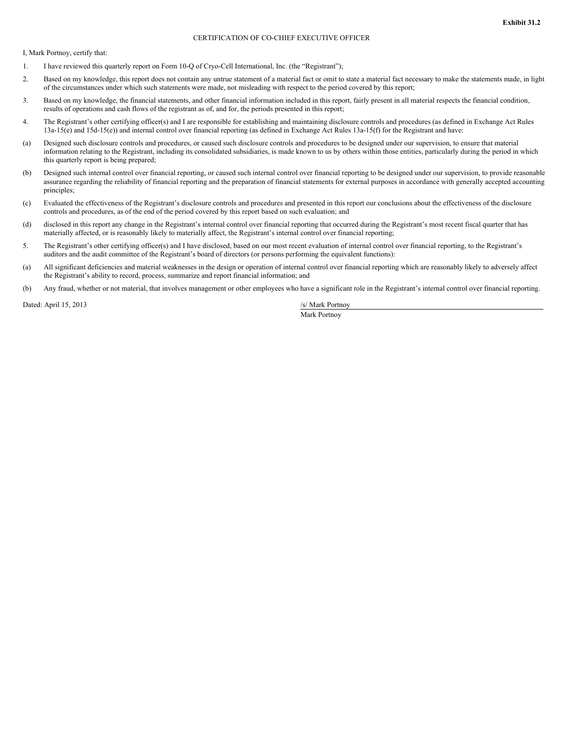**Exhibit 31.2**

CERTIFICATION OF CO-CHIEF EXECUTIVE OFFICER

I, Mark Portnoy, certify that:

1. I have reviewed this quarterly report on Form 10-Q of Cryo-Cell International, Inc. (the "Registrant");

2. Based on my knowledge, this report does not contain any untrue statement of a material fact or omit to state a material fact necessary to make the statements made, in light of the circumstances under which such statements were made, not misleading with respect to the period covered by this report;

3. Based on my knowledge, the financial statements, and other financial information included in this report, fairly present in all material respects the financial condition, results of operations and cash flows of the registrant as of, and for, the periods presented in this report;

4. The Registrant's other certifying officer(s) and I are responsible for establishing and maintaining disclosure controls and procedures (as defined in Exchange Act Rules 13a-15(e) and 15d-15(e)) and internal control over financial reporting (as defined in Exchange Act Rules 13a-15(f) for the Registrant and have:

(a) Designed such disclosure controls and procedures, or caused such disclosure controls and procedures to be designed under our supervision, to ensure that material information relating to the Registrant, including its consolidated subsidiaries, is made known to us by others within those entities, particularly during the period in which this quarterly report is being prepared;

(b) Designed such internal control over financial reporting, or caused such internal control over financial reporting to be designed under our supervision, to provide reasonable assurance regarding the reliability of financial reporting and the preparation of financial statements for external purposes in accordance with generally accepted accounting principles;

(c) Evaluated the effectiveness of the Registrant's disclosure controls and procedures and presented in this report our conclusions about the effectiveness of the disclosure controls and procedures, as of the end of the period covered by this report based on such evaluation; and

(d) disclosed in this report any change in the Registrant's internal control over financial reporting that occurred during the Registrant's most recent fiscal quarter that has materially affected, or is reasonably likely to materially affect, the Registrant's internal control over financial reporting;

5. The Registrant's other certifying officer(s) and I have disclosed, based on our most recent evaluation of internal control over financial reporting, to the Registrant's auditors and the audit committee of the Registrant's board of directors (or persons performing the equivalent functions):

(a) All significant deficiencies and material weaknesses in the design or operation of internal control over financial reporting which are reasonably likely to adversely affect the Registrant's ability to record, process, summarize and report financial information; and

(b) Any fraud, whether or not material, that involves management or other employees who have a significant role in the Registrant's internal control over financial reporting.

Dated: April 15, 2013

/s/ Mark Portnoy
Mark Portnoy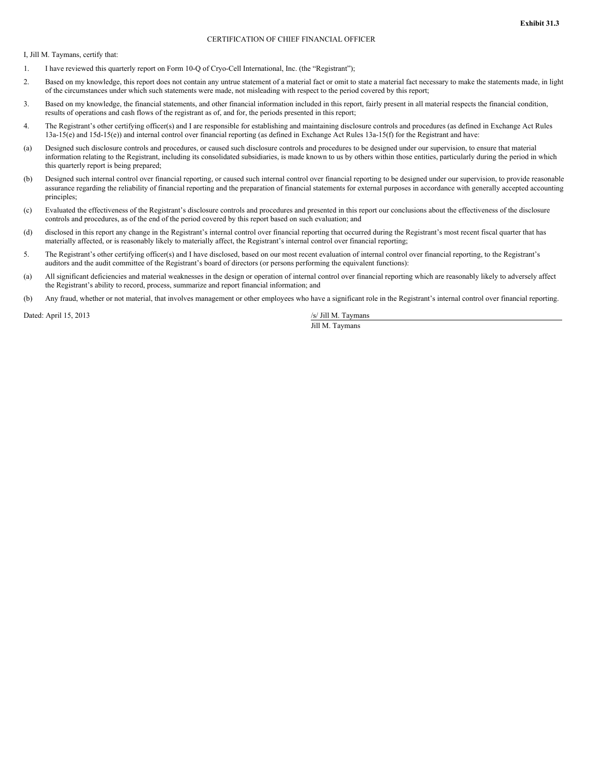**Exhibit 31.3**

CERTIFICATION OF CHIEF FINANCIAL OFFICER

I, Jill M. Taymans, certify that:

1. I have reviewed this quarterly report on Form 10-Q of Cryo-Cell International, Inc. (the "Registrant");

2. Based on my knowledge, this report does not contain any untrue statement of a material fact or omit to state a material fact necessary to make the statements made, in light of the circumstances under which such statements were made, not misleading with respect to the period covered by this report;

3. Based on my knowledge, the financial statements, and other financial information included in this report, fairly present in all material respects the financial condition, results of operations and cash flows of the registrant as of, and for, the periods presented in this report;

4. The Registrant's other certifying officer(s) and I are responsible for establishing and maintaining disclosure controls and procedures (as defined in Exchange Act Rules 13a-15(e) and 15d-15(e)) and internal control over financial reporting (as defined in Exchange Act Rules 13a-15(f) for the Registrant and have:

(a) Designed such disclosure controls and procedures, or caused such disclosure controls and procedures to be designed under our supervision, to ensure that material information relating to the Registrant, including its consolidated subsidiaries, is made known to us by others within those entities, particularly during the period in which this quarterly report is being prepared;

(b) Designed such internal control over financial reporting, or caused such internal control over financial reporting to be designed under our supervision, to provide reasonable assurance regarding the reliability of financial reporting and the preparation of financial statements for external purposes in accordance with generally accepted accounting principles;

(c) Evaluated the effectiveness of the Registrant's disclosure controls and procedures and presented in this report our conclusions about the effectiveness of the disclosure controls and procedures, as of the end of the period covered by this report based on such evaluation; and

(d) disclosed in this report any change in the Registrant's internal control over financial reporting that occurred during the Registrant's most recent fiscal quarter that has materially affected, or is reasonably likely to materially affect, the Registrant's internal control over financial reporting;

5. The Registrant's other certifying officer(s) and I have disclosed, based on our most recent evaluation of internal control over financial reporting, to the Registrant's auditors and the audit committee of the Registrant's board of directors (or persons performing the equivalent functions):

(a) All significant deficiencies and material weaknesses in the design or operation of internal control over financial reporting which are reasonably likely to adversely affect the Registrant's ability to record, process, summarize and report financial information; and

(b) Any fraud, whether or not material, that involves management or other employees who have a significant role in the Registrant's internal control over financial reporting.

Dated: April 15, 2013

/s/ Jill M. Taymans

Jill M. Taymans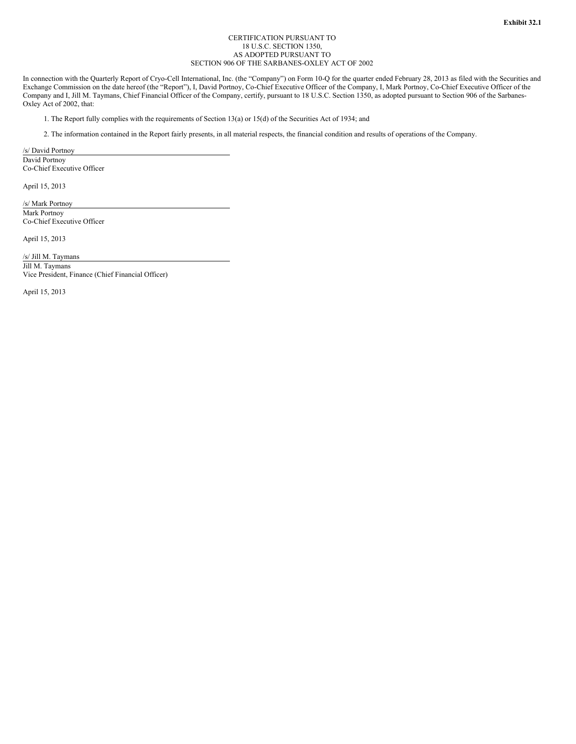**Exhibit 32.1**

CERTIFICATION PURSUANT TO
18 U.S.C. SECTION 1350,
AS ADOPTED PURSUANT TO
SECTION 906 OF THE SARBANES-OXLEY ACT OF 2002

In connection with the Quarterly Report of Cryo-Cell International, Inc. (the "Company") on Form 10-Q for the quarter ended February 28, 2013 as filed with the Securities and Exchange Commission on the date hereof (the "Report"), I, David Portnoy, Co-Chief Executive Officer of the Company, I, Mark Portnoy, Co-Chief Executive Officer of the Company and I, Jill M. Taymans, Chief Financial Officer of the Company, certify, pursuant to 18 U.S.C. Section 1350, as adopted pursuant to Section 906 of the Sarbanes-Oxley Act of 2002, that:

1. The Report fully complies with the requirements of Section 13(a) or 15(d) of the Securities Act of 1934; and

2. The information contained in the Report fairly presents, in all material respects, the financial condition and results of operations of the Company.

/s/ David Portnoy
David Portnoy
Co-Chief Executive Officer

April 15, 2013

/s/ Mark Portnoy
Mark Portnoy
Co-Chief Executive Officer

April 15, 2013

/s/ Jill M. Taymans
Jill M. Taymans
Vice President, Finance (Chief Financial Officer)

April 15, 2013